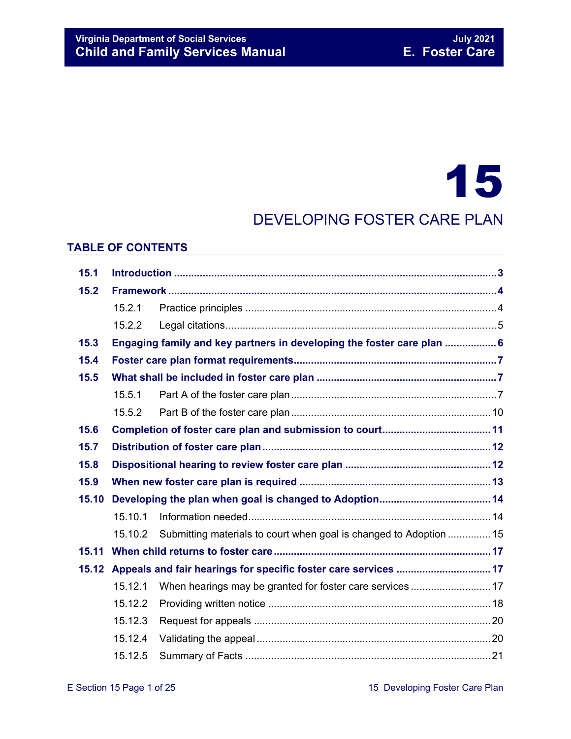# 15

## DEVELOPING FOSTER CARE PLAN

### TABLE OF CONTENTS

| | | |
|---|---|---|
| **15.1** | **Introduction** | **3** |
| **15.2** | **Framework** | **4** |
| 15.2.1 | Practice principles | 4 |
| 15.2.2 | Legal citations | 5 |
| **15.3** | **Engaging family and key partners in developing the foster care plan** | **6** |
| **15.4** | **Foster care plan format requirements** | **7** |
| **15.5** | **What shall be included in foster care plan** | **7** |
| 15.5.1 | Part A of the foster care plan | 7 |
| 15.5.2 | Part B of the foster care plan | 10 |
| **15.6** | **Completion of foster care plan and submission to court** | **11** |
| **15.7** | **Distribution of foster care plan** | **12** |
| **15.8** | **Dispositional hearing to review foster care plan** | **12** |
| **15.9** | **When new foster care plan is required** | **13** |
| **15.10** | **Developing the plan when goal is changed to Adoption** | **14** |
| 15.10.1 | Information needed | 14 |
| 15.10.2 | Submitting materials to court when goal is changed to Adoption | 15 |
| **15.11** | **When child returns to foster care** | **17** |
| **15.12** | **Appeals and fair hearings for specific foster care services** | **17** |
| 15.12.1 | When hearings may be granted for foster care services | 17 |
| 15.12.2 | Providing written notice | 18 |
| 15.12.3 | Request for appeals | 20 |
| 15.12.4 | Validating the appeal | 20 |
| 15.12.5 | Summary of Facts | 21 |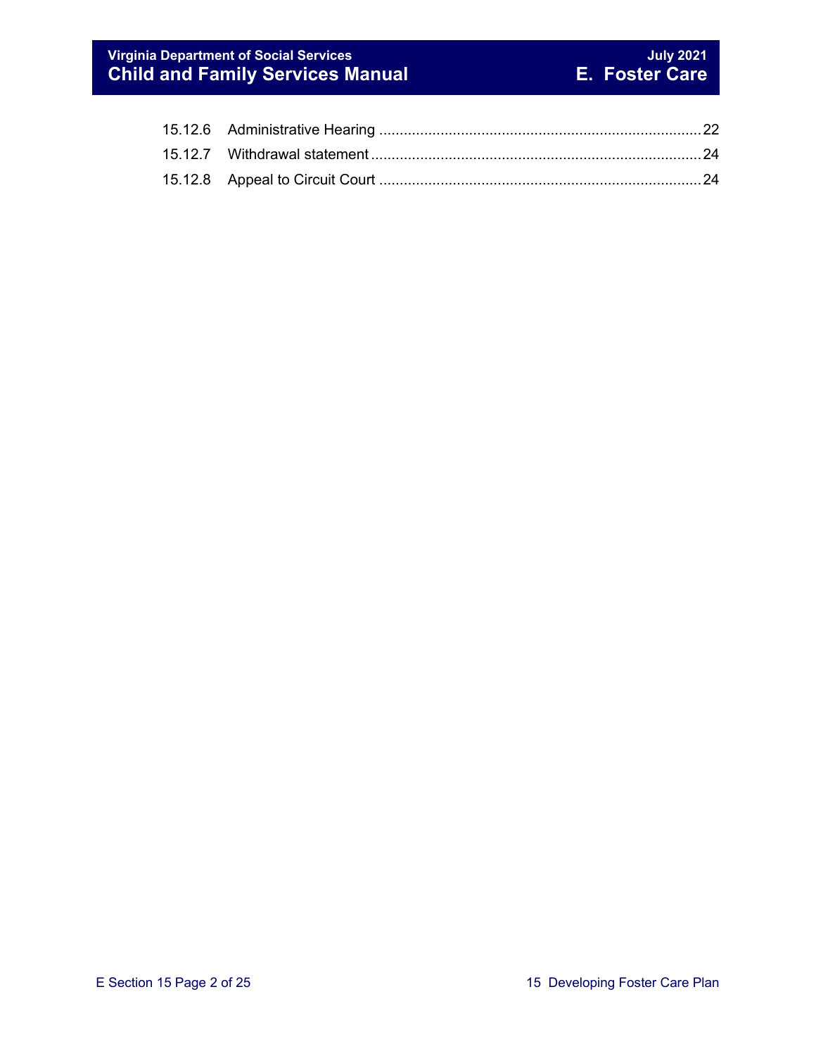| | | |
|---|---|---|
| 15.12.6 | Administrative Hearing | 22 |
| 15.12.7 | Withdrawal statement | 24 |
| 15.12.8 | Appeal to Circuit Court | 24 |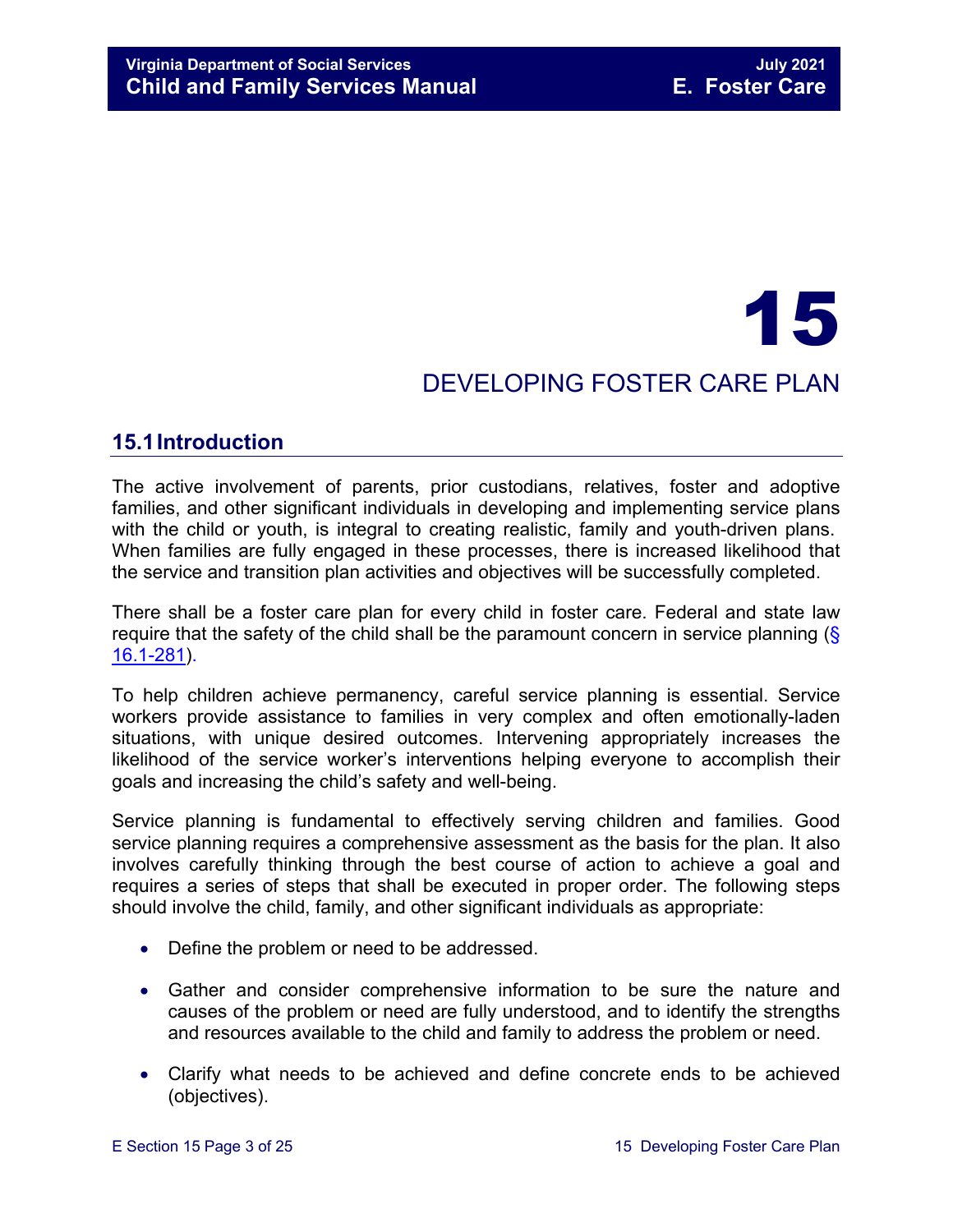# 15

# DEVELOPING FOSTER CARE PLAN

## 15.1 Introduction

The active involvement of parents, prior custodians, relatives, foster and adoptive families, and other significant individuals in developing and implementing service plans with the child or youth, is integral to creating realistic, family and youth-driven plans. When families are fully engaged in these processes, there is increased likelihood that the service and transition plan activities and objectives will be successfully completed.

There shall be a foster care plan for every child in foster care. Federal and state law require that the safety of the child shall be the paramount concern in service planning (§ 16.1-281).

To help children achieve permanency, careful service planning is essential. Service workers provide assistance to families in very complex and often emotionally-laden situations, with unique desired outcomes. Intervening appropriately increases the likelihood of the service worker's interventions helping everyone to accomplish their goals and increasing the child's safety and well-being.

Service planning is fundamental to effectively serving children and families. Good service planning requires a comprehensive assessment as the basis for the plan. It also involves carefully thinking through the best course of action to achieve a goal and requires a series of steps that shall be executed in proper order. The following steps should involve the child, family, and other significant individuals as appropriate:

- Define the problem or need to be addressed.
- Gather and consider comprehensive information to be sure the nature and causes of the problem or need are fully understood, and to identify the strengths and resources available to the child and family to address the problem or need.
- Clarify what needs to be achieved and define concrete ends to be achieved (objectives).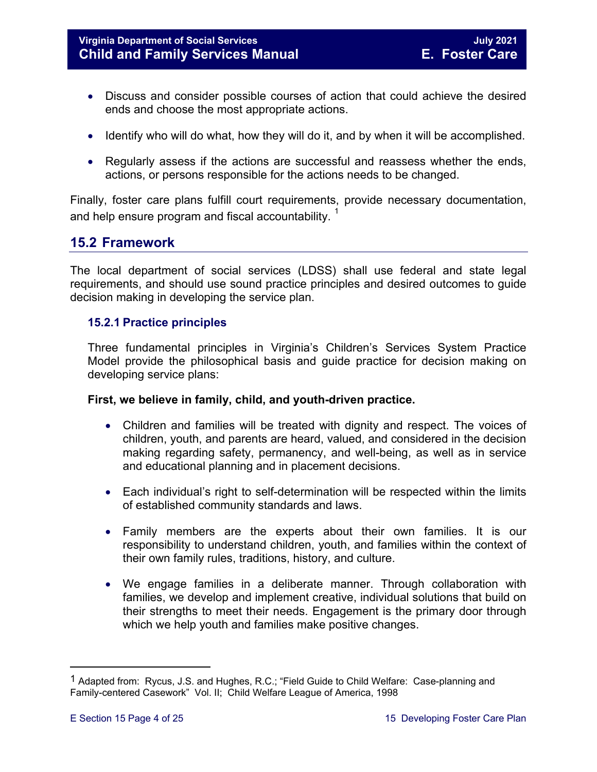- Discuss and consider possible courses of action that could achieve the desired ends and choose the most appropriate actions.

- Identify who will do what, how they will do it, and by when it will be accomplished.

- Regularly assess if the actions are successful and reassess whether the ends, actions, or persons responsible for the actions needs to be changed.

Finally, foster care plans fulfill court requirements, provide necessary documentation, and help ensure program and fiscal accountability. [1]

## 15.2 Framework

The local department of social services (LDSS) shall use federal and state legal requirements, and should use sound practice principles and desired outcomes to guide decision making in developing the service plan.

### 15.2.1 Practice principles

Three fundamental principles in Virginia's Children's Services System Practice Model provide the philosophical basis and guide practice for decision making on developing service plans:

**First, we believe in family, child, and youth-driven practice.**

- Children and families will be treated with dignity and respect. The voices of children, youth, and parents are heard, valued, and considered in the decision making regarding safety, permanency, and well-being, as well as in service and educational planning and in placement decisions.

- Each individual's right to self-determination will be respected within the limits of established community standards and laws.

- Family members are the experts about their own families. It is our responsibility to understand children, youth, and families within the context of their own family rules, traditions, history, and culture.

- We engage families in a deliberate manner. Through collaboration with families, we develop and implement creative, individual solutions that build on their strengths to meet their needs. Engagement is the primary door through which we help youth and families make positive changes.

---

[1] Adapted from: Rycus, J.S. and Hughes, R.C.; "Field Guide to Child Welfare: Case-planning and Family-centered Casework" Vol. II; Child Welfare League of America, 1998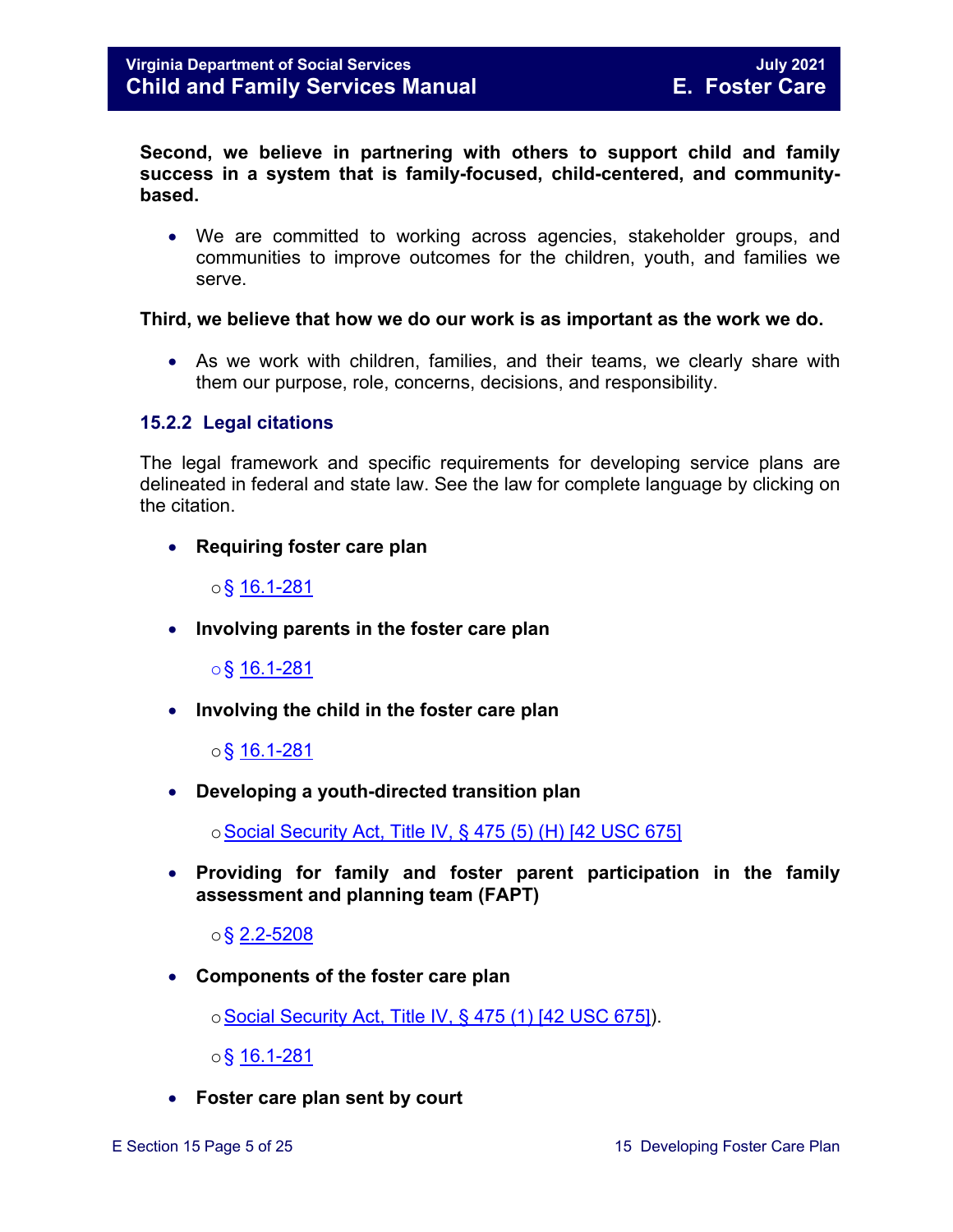**Second, we believe in partnering with others to support child and family success in a system that is family-focused, child-centered, and community-based.**

- We are committed to working across agencies, stakeholder groups, and communities to improve outcomes for the children, youth, and families we serve.

**Third, we believe that how we do our work is as important as the work we do.**

- As we work with children, families, and their teams, we clearly share with them our purpose, role, concerns, decisions, and responsibility.

### 15.2.2 Legal citations

The legal framework and specific requirements for developing service plans are delineated in federal and state law. See the law for complete language by clicking on the citation.

- **Requiring foster care plan**
  - § 16.1-281
- **Involving parents in the foster care plan**
  - § 16.1-281
- **Involving the child in the foster care plan**
  - § 16.1-281
- **Developing a youth-directed transition plan**
  - Social Security Act, Title IV, § 475 (5) (H) [42 USC 675]
- **Providing for family and foster parent participation in the family assessment and planning team (FAPT)**
  - § 2.2-5208
- **Components of the foster care plan**
  - Social Security Act, Title IV, § 475 (1) [42 USC 675]).
  - § 16.1-281
- **Foster care plan sent by court**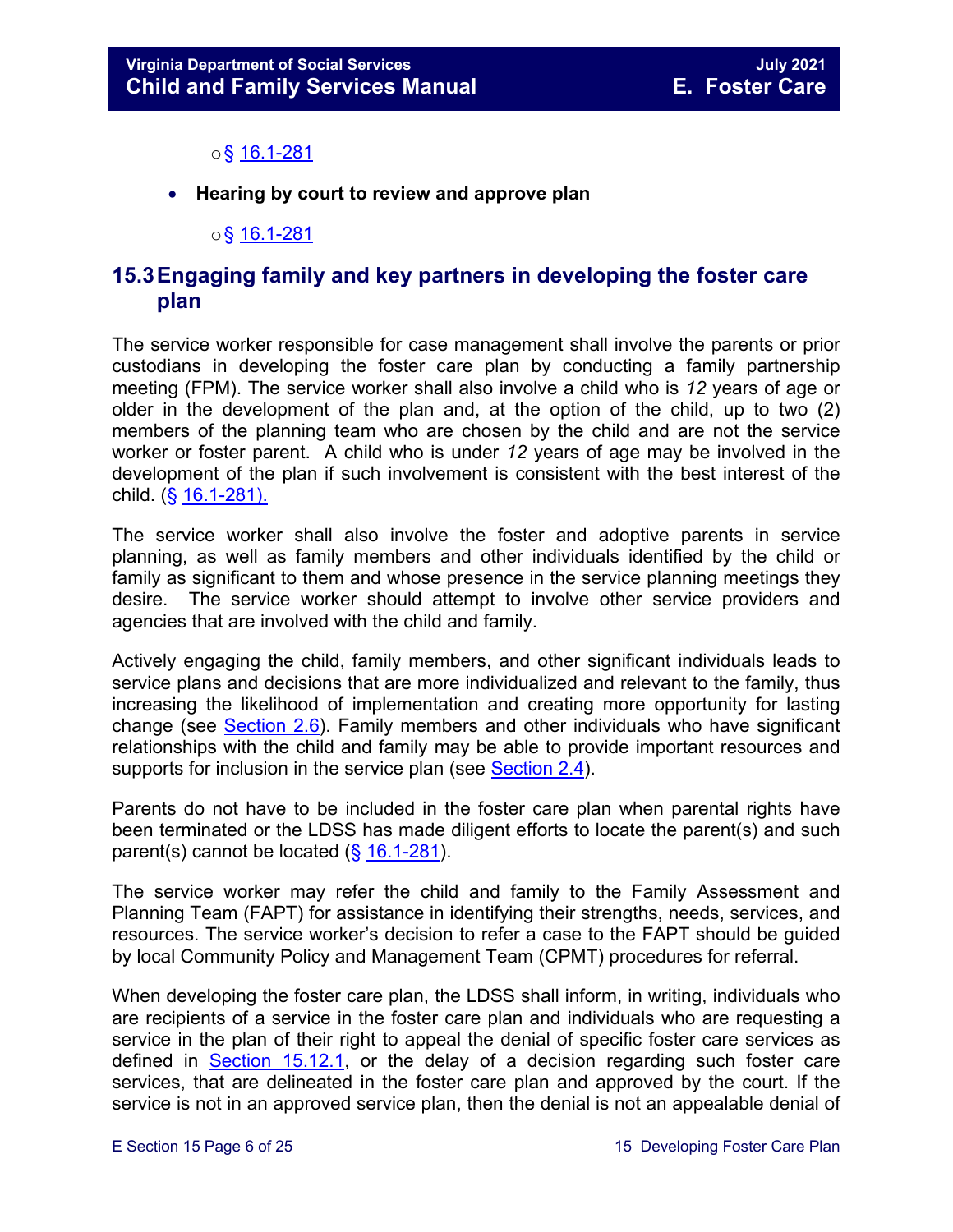- § 16.1-281

- **Hearing by court to review and approve plan**
  - § 16.1-281

## 15.3 Engaging family and key partners in developing the foster care plan

The service worker responsible for case management shall involve the parents or prior custodians in developing the foster care plan by conducting a family partnership meeting (FPM). The service worker shall also involve a child who is *12* years of age or older in the development of the plan and, at the option of the child, up to two (2) members of the planning team who are chosen by the child and are not the service worker or foster parent. A child who is under *12* years of age may be involved in the development of the plan if such involvement is consistent with the best interest of the child. (§ 16.1-281).

The service worker shall also involve the foster and adoptive parents in service planning, as well as family members and other individuals identified by the child or family as significant to them and whose presence in the service planning meetings they desire. The service worker should attempt to involve other service providers and agencies that are involved with the child and family.

Actively engaging the child, family members, and other significant individuals leads to service plans and decisions that are more individualized and relevant to the family, thus increasing the likelihood of implementation and creating more opportunity for lasting change (see Section 2.6). Family members and other individuals who have significant relationships with the child and family may be able to provide important resources and supports for inclusion in the service plan (see Section 2.4).

Parents do not have to be included in the foster care plan when parental rights have been terminated or the LDSS has made diligent efforts to locate the parent(s) and such parent(s) cannot be located (§ 16.1-281).

The service worker may refer the child and family to the Family Assessment and Planning Team (FAPT) for assistance in identifying their strengths, needs, services, and resources. The service worker's decision to refer a case to the FAPT should be guided by local Community Policy and Management Team (CPMT) procedures for referral.

When developing the foster care plan, the LDSS shall inform, in writing, individuals who are recipients of a service in the foster care plan and individuals who are requesting a service in the plan of their right to appeal the denial of specific foster care services as defined in Section 15.12.1, or the delay of a decision regarding such foster care services, that are delineated in the foster care plan and approved by the court. If the service is not in an approved service plan, then the denial is not an appealable denial of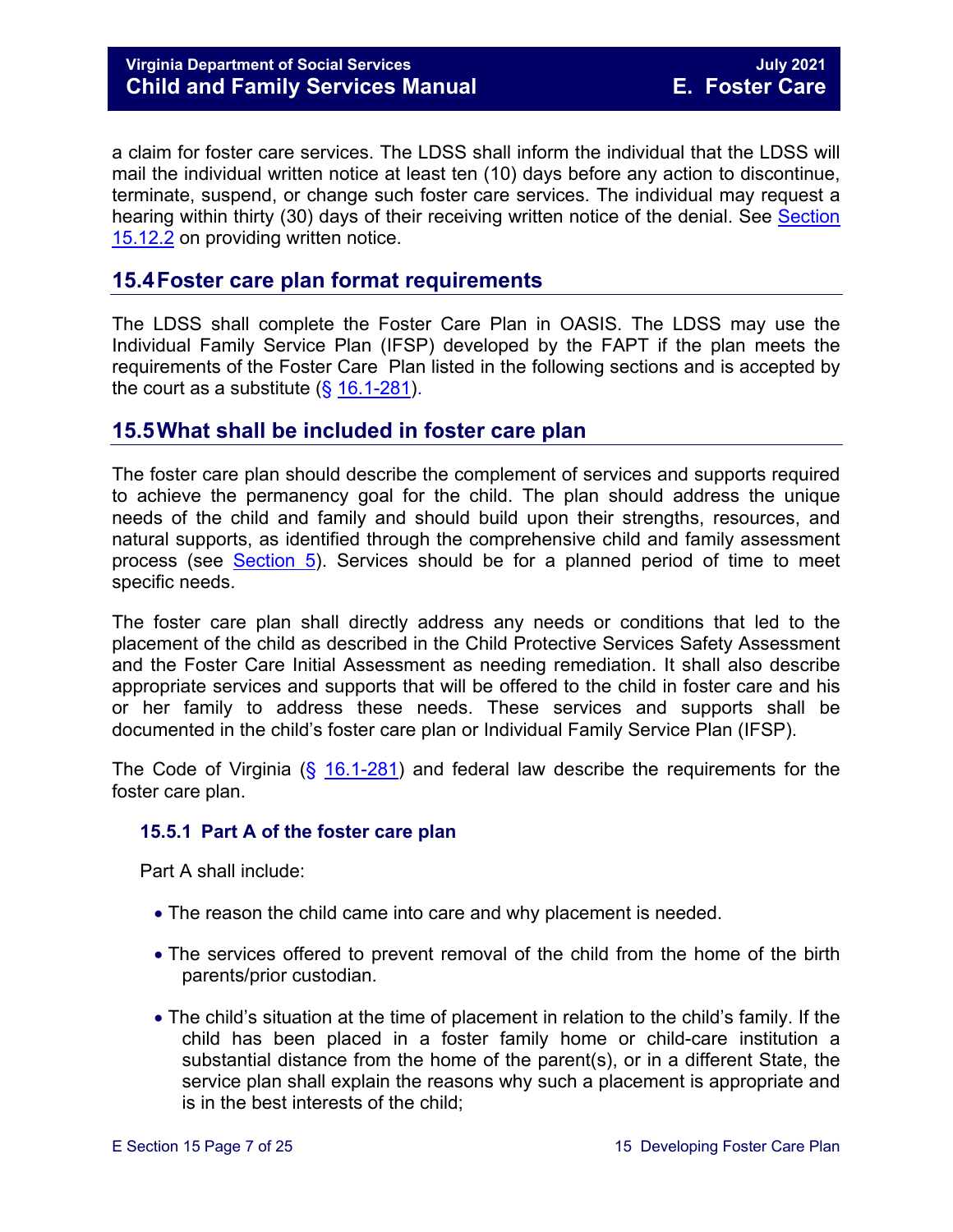a claim for foster care services. The LDSS shall inform the individual that the LDSS will mail the individual written notice at least ten (10) days before any action to discontinue, terminate, suspend, or change such foster care services. The individual may request a hearing within thirty (30) days of their receiving written notice of the denial. See Section 15.12.2 on providing written notice.

## 15.4 Foster care plan format requirements

The LDSS shall complete the Foster Care Plan in OASIS. The LDSS may use the Individual Family Service Plan (IFSP) developed by the FAPT if the plan meets the requirements of the Foster Care Plan listed in the following sections and is accepted by the court as a substitute (§ 16.1-281).

## 15.5 What shall be included in foster care plan

The foster care plan should describe the complement of services and supports required to achieve the permanency goal for the child. The plan should address the unique needs of the child and family and should build upon their strengths, resources, and natural supports, as identified through the comprehensive child and family assessment process (see Section 5). Services should be for a planned period of time to meet specific needs.

The foster care plan shall directly address any needs or conditions that led to the placement of the child as described in the Child Protective Services Safety Assessment and the Foster Care Initial Assessment as needing remediation. It shall also describe appropriate services and supports that will be offered to the child in foster care and his or her family to address these needs. These services and supports shall be documented in the child's foster care plan or Individual Family Service Plan (IFSP).

The Code of Virginia (§ 16.1-281) and federal law describe the requirements for the foster care plan.

### 15.5.1 Part A of the foster care plan

Part A shall include:

- The reason the child came into care and why placement is needed.
- The services offered to prevent removal of the child from the home of the birth parents/prior custodian.
- The child's situation at the time of placement in relation to the child's family. If the child has been placed in a foster family home or child-care institution a substantial distance from the home of the parent(s), or in a different State, the service plan shall explain the reasons why such a placement is appropriate and is in the best interests of the child;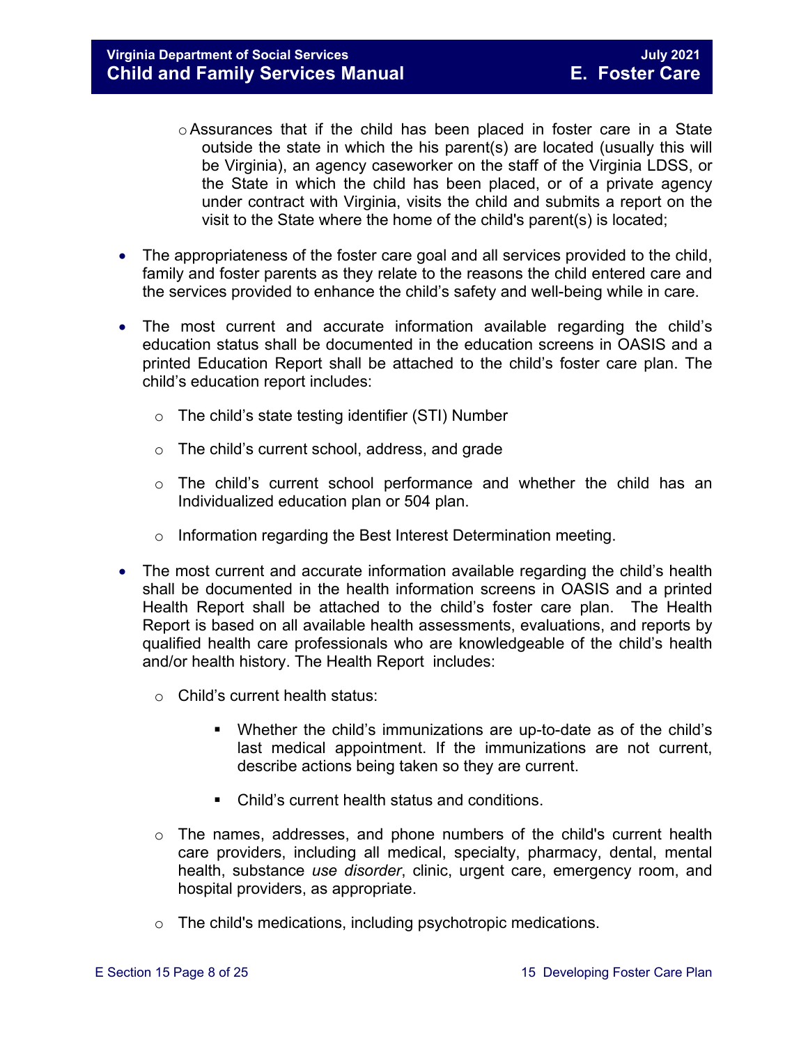- Assurances that if the child has been placed in foster care in a State outside the state in which the his parent(s) are located (usually this will be Virginia), an agency caseworker on the staff of the Virginia LDSS, or the State in which the child has been placed, or of a private agency under contract with Virginia, visits the child and submits a report on the visit to the State where the home of the child's parent(s) is located;

- The appropriateness of the foster care goal and all services provided to the child, family and foster parents as they relate to the reasons the child entered care and the services provided to enhance the child's safety and well-being while in care.

- The most current and accurate information available regarding the child's education status shall be documented in the education screens in OASIS and a printed Education Report shall be attached to the child's foster care plan. The child's education report includes:

  - The child's state testing identifier (STI) Number

  - The child's current school, address, and grade

  - The child's current school performance and whether the child has an Individualized education plan or 504 plan.

  - Information regarding the Best Interest Determination meeting.

- The most current and accurate information available regarding the child's health shall be documented in the health information screens in OASIS and a printed Health Report shall be attached to the child's foster care plan. The Health Report is based on all available health assessments, evaluations, and reports by qualified health care professionals who are knowledgeable of the child's health and/or health history. The Health Report includes:

  - Child's current health status:

    - Whether the child's immunizations are up-to-date as of the child's last medical appointment. If the immunizations are not current, describe actions being taken so they are current.

    - Child's current health status and conditions.

  - The names, addresses, and phone numbers of the child's current health care providers, including all medical, specialty, pharmacy, dental, mental health, substance *use disorder*, clinic, urgent care, emergency room, and hospital providers, as appropriate.

  - The child's medications, including psychotropic medications.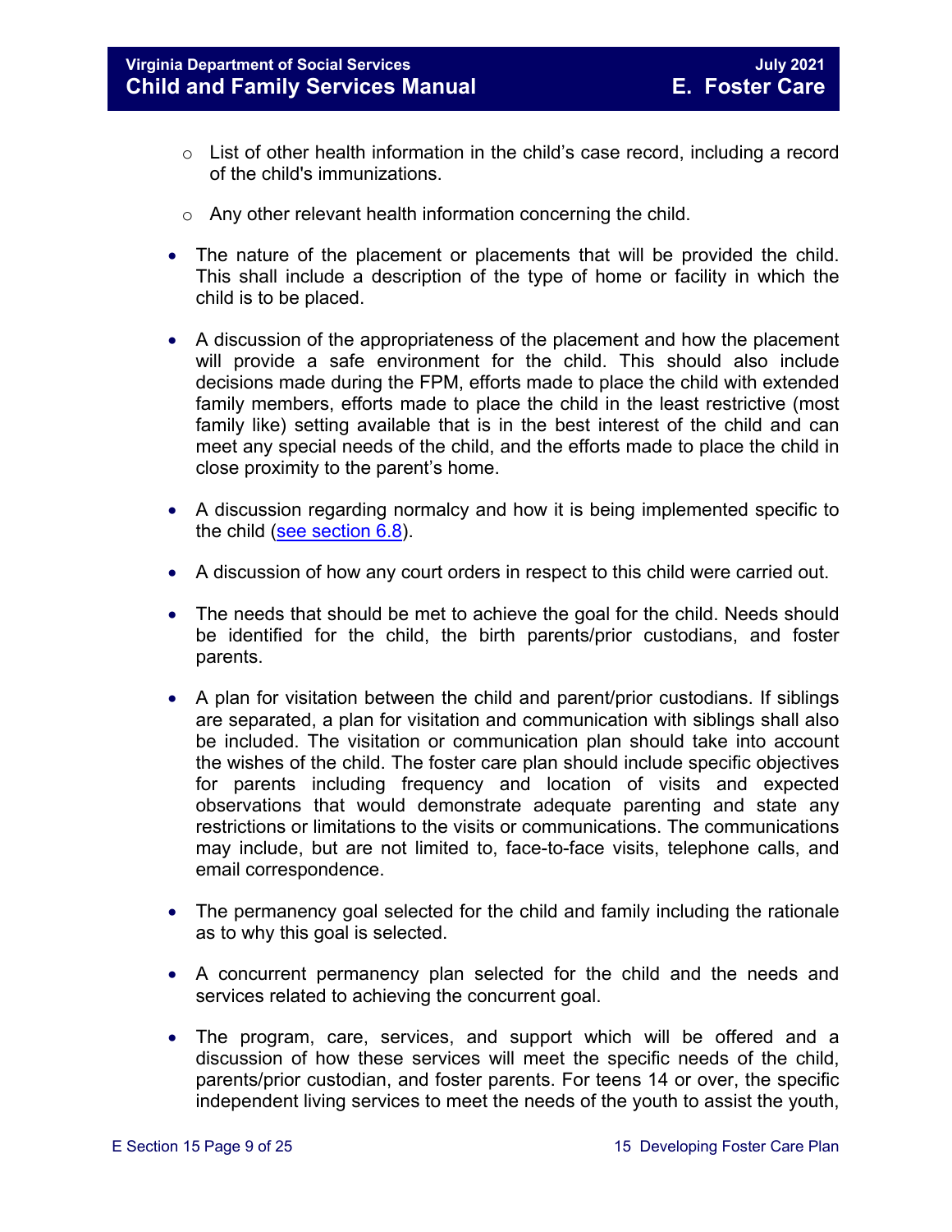- List of other health information in the child's case record, including a record of the child's immunizations.
    - Any other relevant health information concerning the child.

- The nature of the placement or placements that will be provided the child. This shall include a description of the type of home or facility in which the child is to be placed.

- A discussion of the appropriateness of the placement and how the placement will provide a safe environment for the child. This should also include decisions made during the FPM, efforts made to place the child with extended family members, efforts made to place the child in the least restrictive (most family like) setting available that is in the best interest of the child and can meet any special needs of the child, and the efforts made to place the child in close proximity to the parent's home.

- A discussion regarding normalcy and how it is being implemented specific to the child (see section 6.8).

- A discussion of how any court orders in respect to this child were carried out.

- The needs that should be met to achieve the goal for the child. Needs should be identified for the child, the birth parents/prior custodians, and foster parents.

- A plan for visitation between the child and parent/prior custodians. If siblings are separated, a plan for visitation and communication with siblings shall also be included. The visitation or communication plan should take into account the wishes of the child. The foster care plan should include specific objectives for parents including frequency and location of visits and expected observations that would demonstrate adequate parenting and state any restrictions or limitations to the visits or communications. The communications may include, but are not limited to, face-to-face visits, telephone calls, and email correspondence.

- The permanency goal selected for the child and family including the rationale as to why this goal is selected.

- A concurrent permanency plan selected for the child and the needs and services related to achieving the concurrent goal.

- The program, care, services, and support which will be offered and a discussion of how these services will meet the specific needs of the child, parents/prior custodian, and foster parents. For teens 14 or over, the specific independent living services to meet the needs of the youth to assist the youth,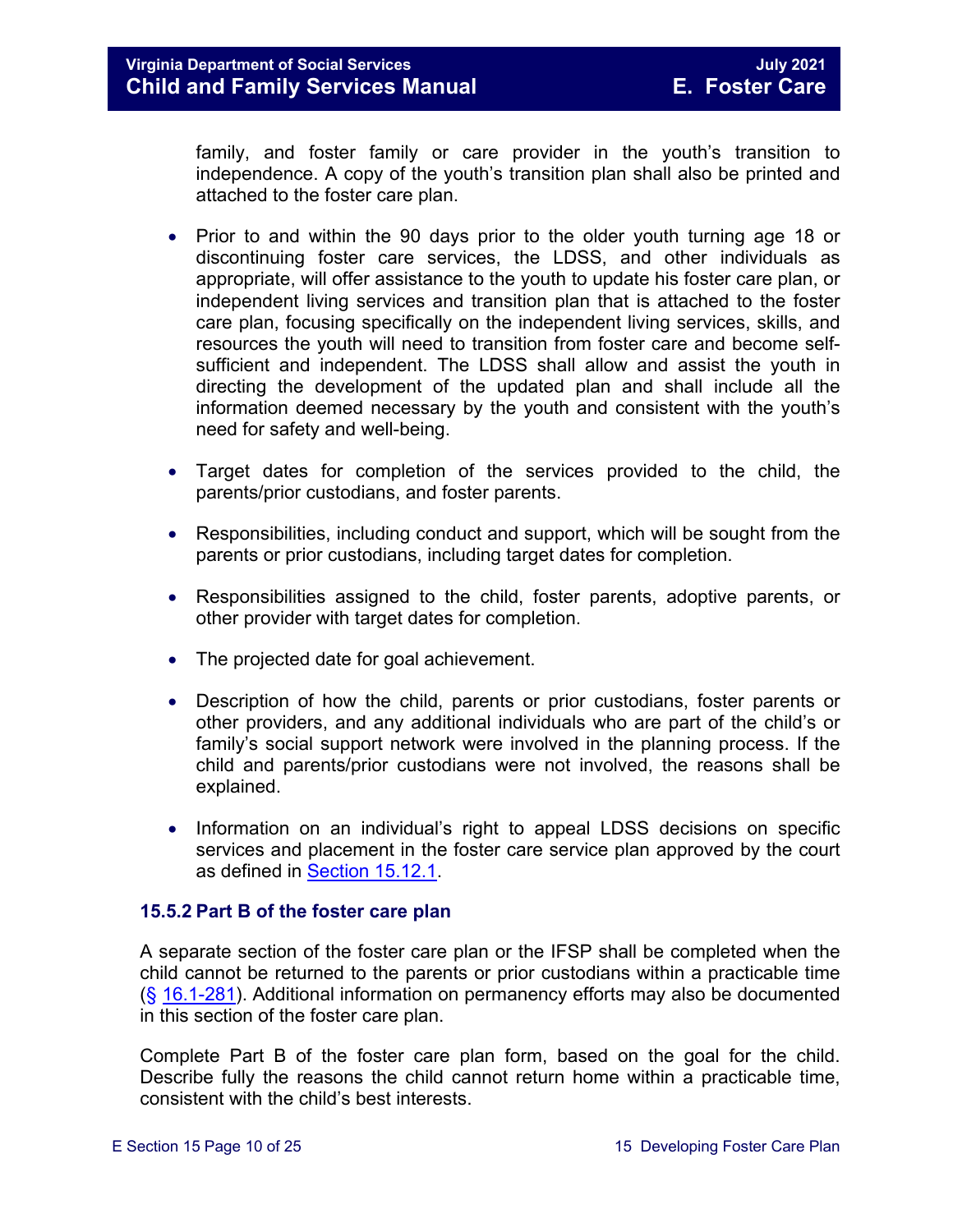family, and foster family or care provider in the youth's transition to independence. A copy of the youth's transition plan shall also be printed and attached to the foster care plan.

- Prior to and within the 90 days prior to the older youth turning age 18 or discontinuing foster care services, the LDSS, and other individuals as appropriate, will offer assistance to the youth to update his foster care plan, or independent living services and transition plan that is attached to the foster care plan, focusing specifically on the independent living services, skills, and resources the youth will need to transition from foster care and become self-sufficient and independent. The LDSS shall allow and assist the youth in directing the development of the updated plan and shall include all the information deemed necessary by the youth and consistent with the youth's need for safety and well-being.

- Target dates for completion of the services provided to the child, the parents/prior custodians, and foster parents.

- Responsibilities, including conduct and support, which will be sought from the parents or prior custodians, including target dates for completion.

- Responsibilities assigned to the child, foster parents, adoptive parents, or other provider with target dates for completion.

- The projected date for goal achievement.

- Description of how the child, parents or prior custodians, foster parents or other providers, and any additional individuals who are part of the child's or family's social support network were involved in the planning process. If the child and parents/prior custodians were not involved, the reasons shall be explained.

- Information on an individual's right to appeal LDSS decisions on specific services and placement in the foster care service plan approved by the court as defined in Section 15.12.1.

### 15.5.2 Part B of the foster care plan

A separate section of the foster care plan or the IFSP shall be completed when the child cannot be returned to the parents or prior custodians within a practicable time (§ 16.1-281). Additional information on permanency efforts may also be documented in this section of the foster care plan.

Complete Part B of the foster care plan form, based on the goal for the child. Describe fully the reasons the child cannot return home within a practicable time, consistent with the child's best interests.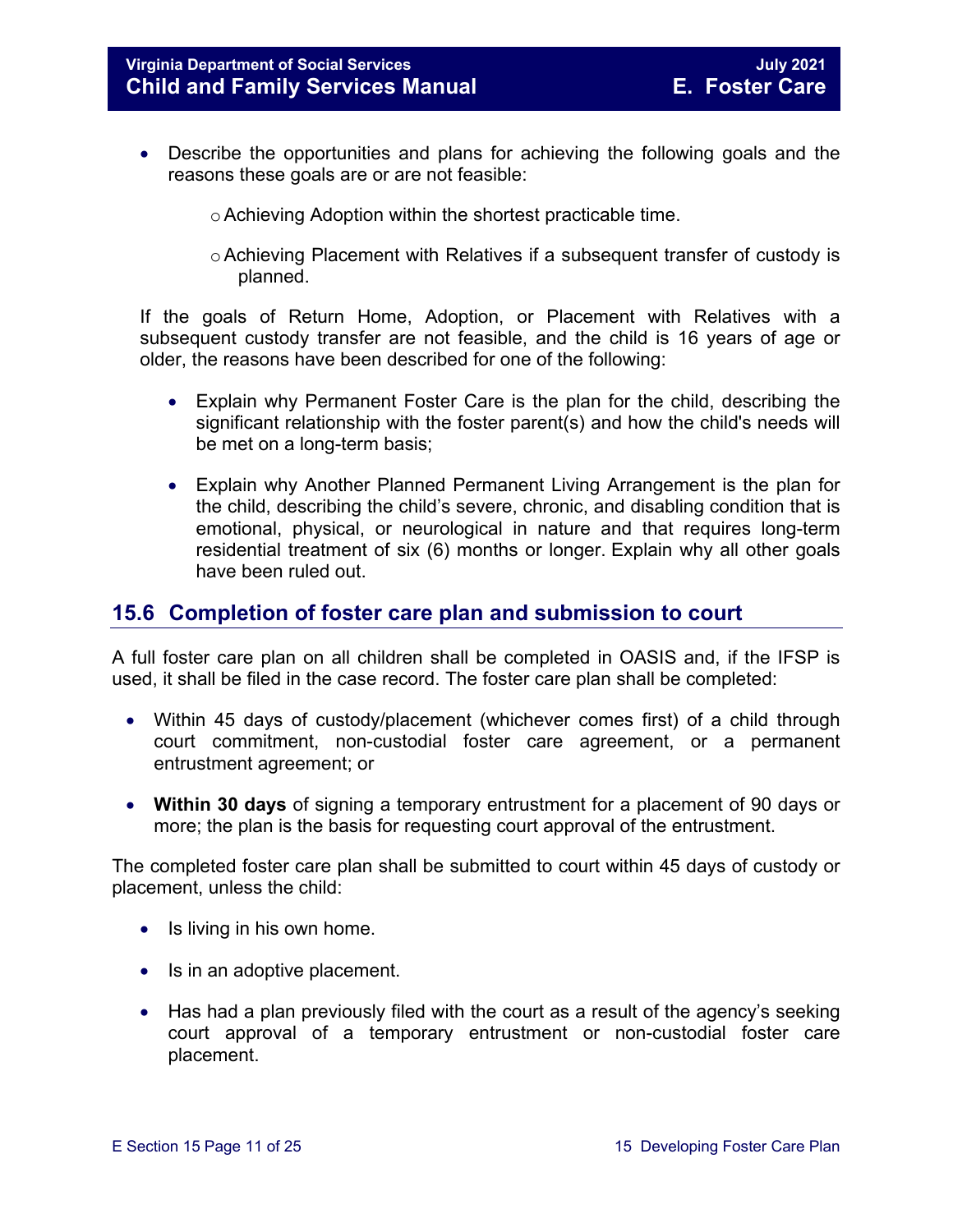- Describe the opportunities and plans for achieving the following goals and the reasons these goals are or are not feasible:
    - Achieving Adoption within the shortest practicable time.
    - Achieving Placement with Relatives if a subsequent transfer of custody is planned.

If the goals of Return Home, Adoption, or Placement with Relatives with a subsequent custody transfer are not feasible, and the child is 16 years of age or older, the reasons have been described for one of the following:

- Explain why Permanent Foster Care is the plan for the child, describing the significant relationship with the foster parent(s) and how the child's needs will be met on a long-term basis;
- Explain why Another Planned Permanent Living Arrangement is the plan for the child, describing the child's severe, chronic, and disabling condition that is emotional, physical, or neurological in nature and that requires long-term residential treatment of six (6) months or longer. Explain why all other goals have been ruled out.

## 15.6 Completion of foster care plan and submission to court

A full foster care plan on all children shall be completed in OASIS and, if the IFSP is used, it shall be filed in the case record. The foster care plan shall be completed:

- Within 45 days of custody/placement (whichever comes first) of a child through court commitment, non-custodial foster care agreement, or a permanent entrustment agreement; or
- **Within 30 days** of signing a temporary entrustment for a placement of 90 days or more; the plan is the basis for requesting court approval of the entrustment.

The completed foster care plan shall be submitted to court within 45 days of custody or placement, unless the child:

- Is living in his own home.
- Is in an adoptive placement.
- Has had a plan previously filed with the court as a result of the agency's seeking court approval of a temporary entrustment or non-custodial foster care placement.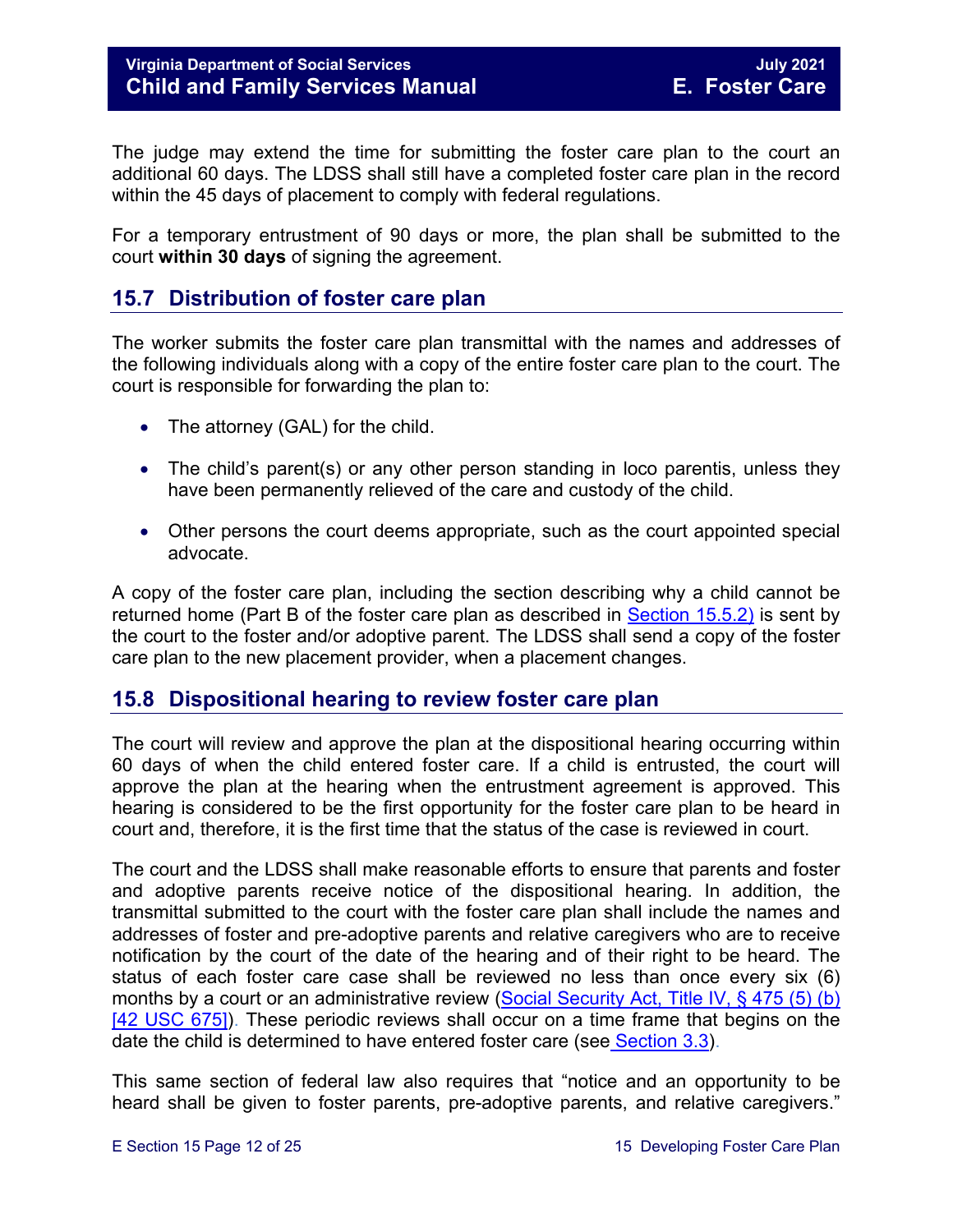The judge may extend the time for submitting the foster care plan to the court an additional 60 days. The LDSS shall still have a completed foster care plan in the record within the 45 days of placement to comply with federal regulations.

For a temporary entrustment of 90 days or more, the plan shall be submitted to the court **within 30 days** of signing the agreement.

## 15.7 Distribution of foster care plan

The worker submits the foster care plan transmittal with the names and addresses of the following individuals along with a copy of the entire foster care plan to the court. The court is responsible for forwarding the plan to:

- The attorney (GAL) for the child.
- The child's parent(s) or any other person standing in loco parentis, unless they have been permanently relieved of the care and custody of the child.
- Other persons the court deems appropriate, such as the court appointed special advocate.

A copy of the foster care plan, including the section describing why a child cannot be returned home (Part B of the foster care plan as described in Section 15.5.2) is sent by the court to the foster and/or adoptive parent. The LDSS shall send a copy of the foster care plan to the new placement provider, when a placement changes.

## 15.8 Dispositional hearing to review foster care plan

The court will review and approve the plan at the dispositional hearing occurring within 60 days of when the child entered foster care. If a child is entrusted, the court will approve the plan at the hearing when the entrustment agreement is approved. This hearing is considered to be the first opportunity for the foster care plan to be heard in court and, therefore, it is the first time that the status of the case is reviewed in court.

The court and the LDSS shall make reasonable efforts to ensure that parents and foster and adoptive parents receive notice of the dispositional hearing. In addition, the transmittal submitted to the court with the foster care plan shall include the names and addresses of foster and pre-adoptive parents and relative caregivers who are to receive notification by the court of the date of the hearing and of their right to be heard. The status of each foster care case shall be reviewed no less than once every six (6) months by a court or an administrative review (Social Security Act, Title IV, § 475 (5) (b) [42 USC 675]). These periodic reviews shall occur on a time frame that begins on the date the child is determined to have entered foster care (see Section 3.3).

This same section of federal law also requires that "notice and an opportunity to be heard shall be given to foster parents, pre-adoptive parents, and relative caregivers."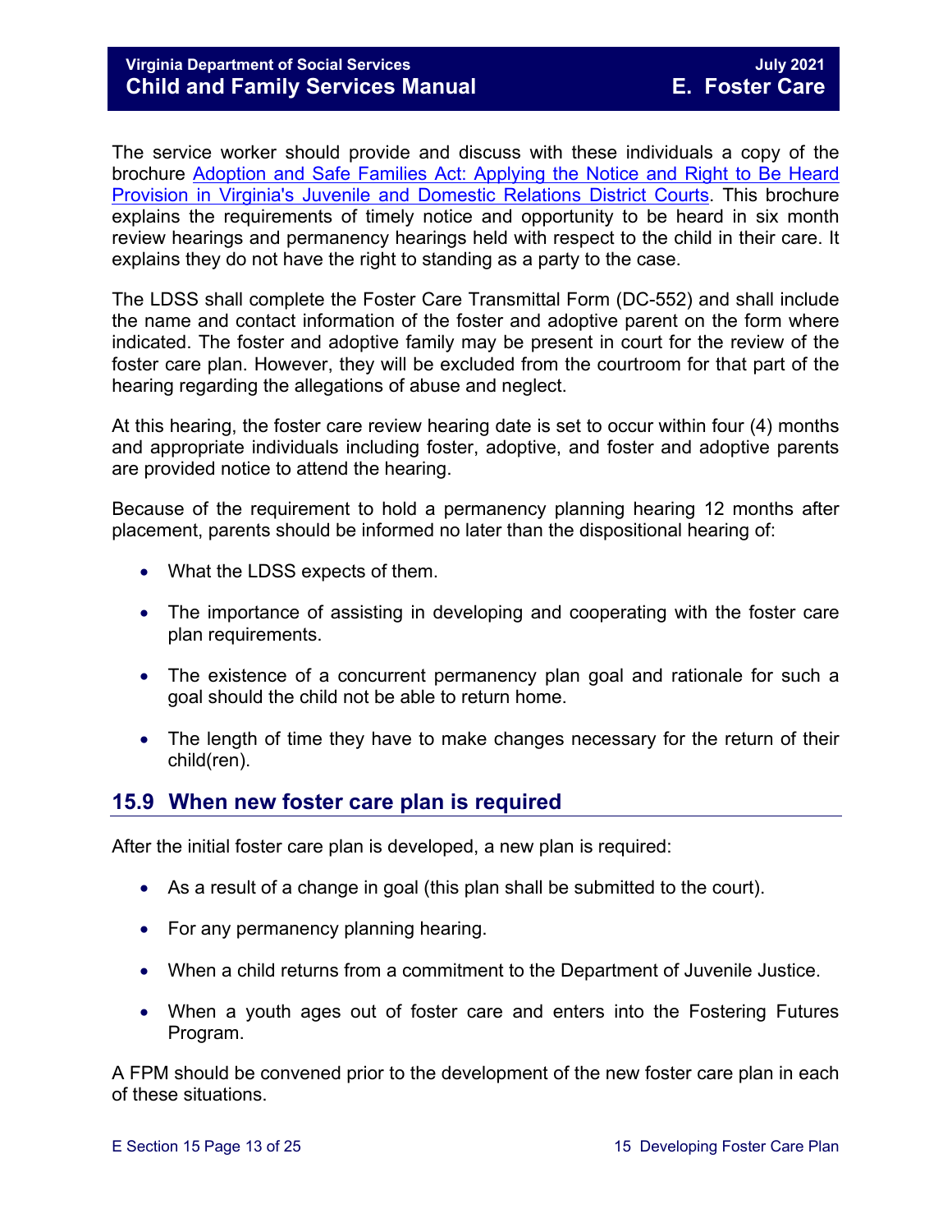The service worker should provide and discuss with these individuals a copy of the brochure [Adoption and Safe Families Act: Applying the Notice and Right to Be Heard Provision in Virginia's Juvenile and Domestic Relations District Courts](). This brochure explains the requirements of timely notice and opportunity to be heard in six month review hearings and permanency hearings held with respect to the child in their care. It explains they do not have the right to standing as a party to the case.

The LDSS shall complete the Foster Care Transmittal Form (DC-552) and shall include the name and contact information of the foster and adoptive parent on the form where indicated. The foster and adoptive family may be present in court for the review of the foster care plan. However, they will be excluded from the courtroom for that part of the hearing regarding the allegations of abuse and neglect.

At this hearing, the foster care review hearing date is set to occur within four (4) months and appropriate individuals including foster, adoptive, and foster and adoptive parents are provided notice to attend the hearing.

Because of the requirement to hold a permanency planning hearing 12 months after placement, parents should be informed no later than the dispositional hearing of:

- What the LDSS expects of them.
- The importance of assisting in developing and cooperating with the foster care plan requirements.
- The existence of a concurrent permanency plan goal and rationale for such a goal should the child not be able to return home.
- The length of time they have to make changes necessary for the return of their child(ren).

## 15.9 When new foster care plan is required

After the initial foster care plan is developed, a new plan is required:

- As a result of a change in goal (this plan shall be submitted to the court).
- For any permanency planning hearing.
- When a child returns from a commitment to the Department of Juvenile Justice.
- When a youth ages out of foster care and enters into the Fostering Futures Program.

A FPM should be convened prior to the development of the new foster care plan in each of these situations.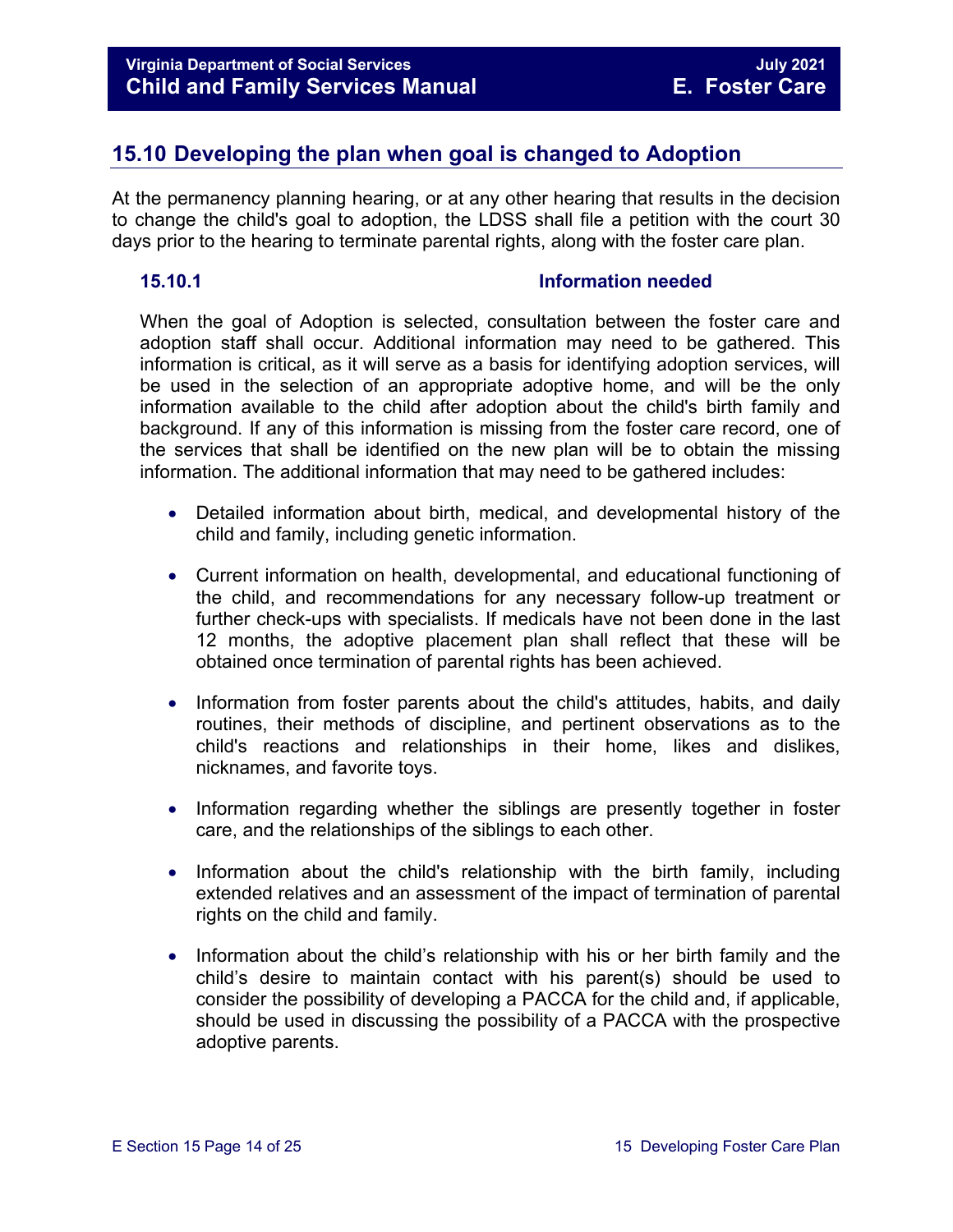## 15.10 Developing the plan when goal is changed to Adoption

At the permanency planning hearing, or at any other hearing that results in the decision to change the child's goal to adoption, the LDSS shall file a petition with the court 30 days prior to the hearing to terminate parental rights, along with the foster care plan.

### 15.10.1 Information needed

When the goal of Adoption is selected, consultation between the foster care and adoption staff shall occur. Additional information may need to be gathered. This information is critical, as it will serve as a basis for identifying adoption services, will be used in the selection of an appropriate adoptive home, and will be the only information available to the child after adoption about the child's birth family and background. If any of this information is missing from the foster care record, one of the services that shall be identified on the new plan will be to obtain the missing information. The additional information that may need to be gathered includes:

- Detailed information about birth, medical, and developmental history of the child and family, including genetic information.
- Current information on health, developmental, and educational functioning of the child, and recommendations for any necessary follow-up treatment or further check-ups with specialists. If medicals have not been done in the last 12 months, the adoptive placement plan shall reflect that these will be obtained once termination of parental rights has been achieved.
- Information from foster parents about the child's attitudes, habits, and daily routines, their methods of discipline, and pertinent observations as to the child's reactions and relationships in their home, likes and dislikes, nicknames, and favorite toys.
- Information regarding whether the siblings are presently together in foster care, and the relationships of the siblings to each other.
- Information about the child's relationship with the birth family, including extended relatives and an assessment of the impact of termination of parental rights on the child and family.
- Information about the child’s relationship with his or her birth family and the child’s desire to maintain contact with his parent(s) should be used to consider the possibility of developing a PACCA for the child and, if applicable, should be used in discussing the possibility of a PACCA with the prospective adoptive parents.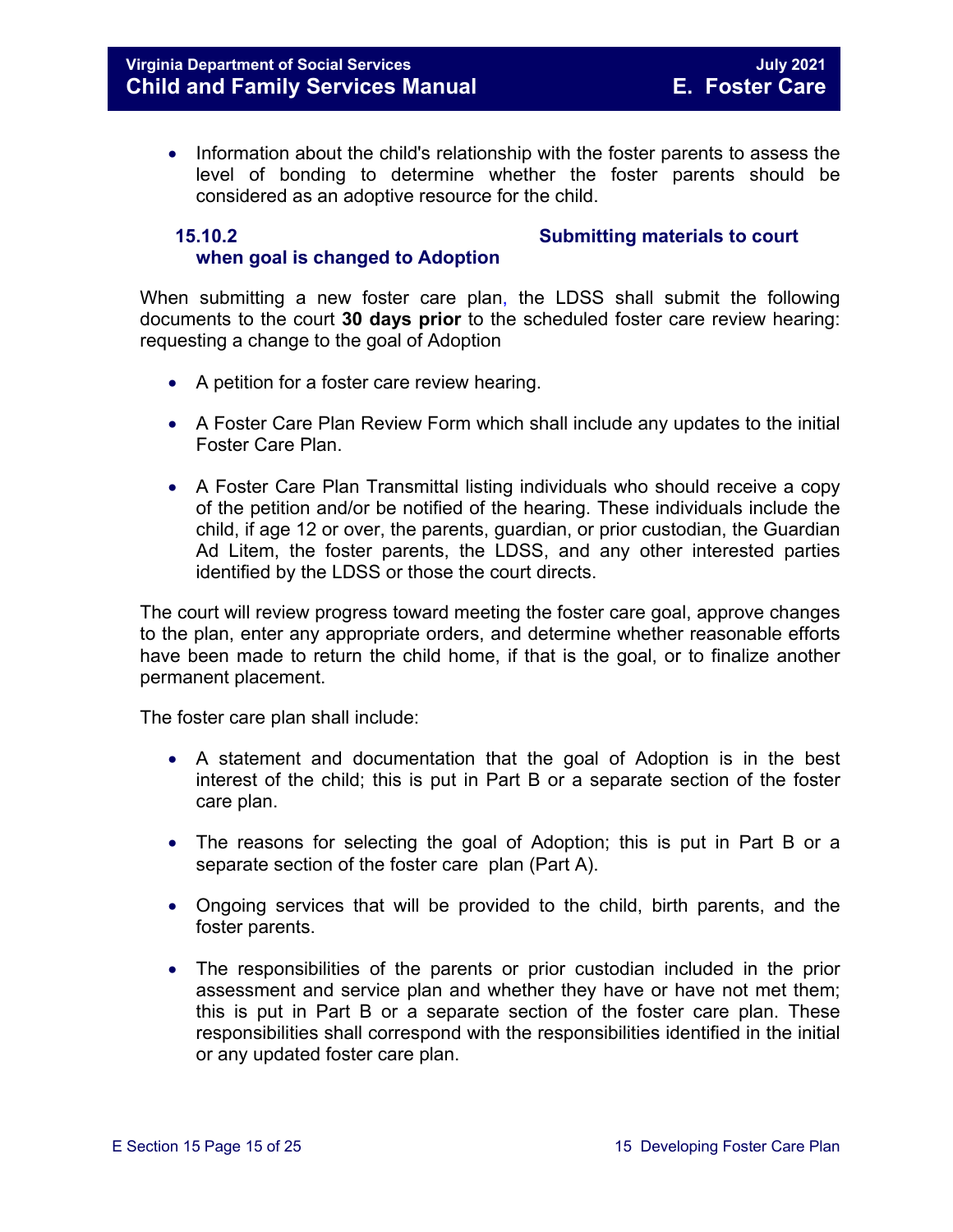- Information about the child's relationship with the foster parents to assess the level of bonding to determine whether the foster parents should be considered as an adoptive resource for the child.

### 15.10.2 Submitting materials to court when goal is changed to Adoption

When submitting a new foster care plan, the LDSS shall submit the following documents to the court **30 days prior** to the scheduled foster care review hearing: requesting a change to the goal of Adoption

- A petition for a foster care review hearing.
- A Foster Care Plan Review Form which shall include any updates to the initial Foster Care Plan.
- A Foster Care Plan Transmittal listing individuals who should receive a copy of the petition and/or be notified of the hearing. These individuals include the child, if age 12 or over, the parents, guardian, or prior custodian, the Guardian Ad Litem, the foster parents, the LDSS, and any other interested parties identified by the LDSS or those the court directs.

The court will review progress toward meeting the foster care goal, approve changes to the plan, enter any appropriate orders, and determine whether reasonable efforts have been made to return the child home, if that is the goal, or to finalize another permanent placement.

The foster care plan shall include:

- A statement and documentation that the goal of Adoption is in the best interest of the child; this is put in Part B or a separate section of the foster care plan.
- The reasons for selecting the goal of Adoption; this is put in Part B or a separate section of the foster care plan (Part A).
- Ongoing services that will be provided to the child, birth parents, and the foster parents.
- The responsibilities of the parents or prior custodian included in the prior assessment and service plan and whether they have or have not met them; this is put in Part B or a separate section of the foster care plan. These responsibilities shall correspond with the responsibilities identified in the initial or any updated foster care plan.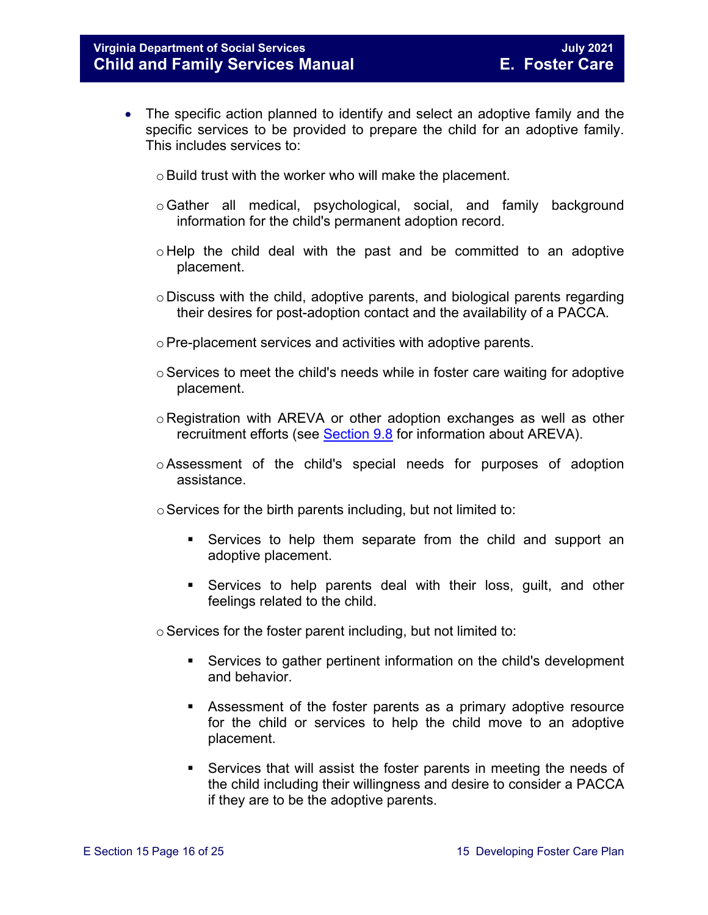- The specific action planned to identify and select an adoptive family and the specific services to be provided to prepare the child for an adoptive family. This includes services to:
  - Build trust with the worker who will make the placement.
  - Gather all medical, psychological, social, and family background information for the child's permanent adoption record.
  - Help the child deal with the past and be committed to an adoptive placement.
  - Discuss with the child, adoptive parents, and biological parents regarding their desires for post-adoption contact and the availability of a PACCA.
  - Pre-placement services and activities with adoptive parents.
  - Services to meet the child's needs while in foster care waiting for adoptive placement.
  - Registration with AREVA or other adoption exchanges as well as other recruitment efforts (see Section 9.8 for information about AREVA).
  - Assessment of the child's special needs for purposes of adoption assistance.
  - Services for the birth parents including, but not limited to:
    - Services to help them separate from the child and support an adoptive placement.
    - Services to help parents deal with their loss, guilt, and other feelings related to the child.
  - Services for the foster parent including, but not limited to:
    - Services to gather pertinent information on the child's development and behavior.
    - Assessment of the foster parents as a primary adoptive resource for the child or services to help the child move to an adoptive placement.
    - Services that will assist the foster parents in meeting the needs of the child including their willingness and desire to consider a PACCA if they are to be the adoptive parents.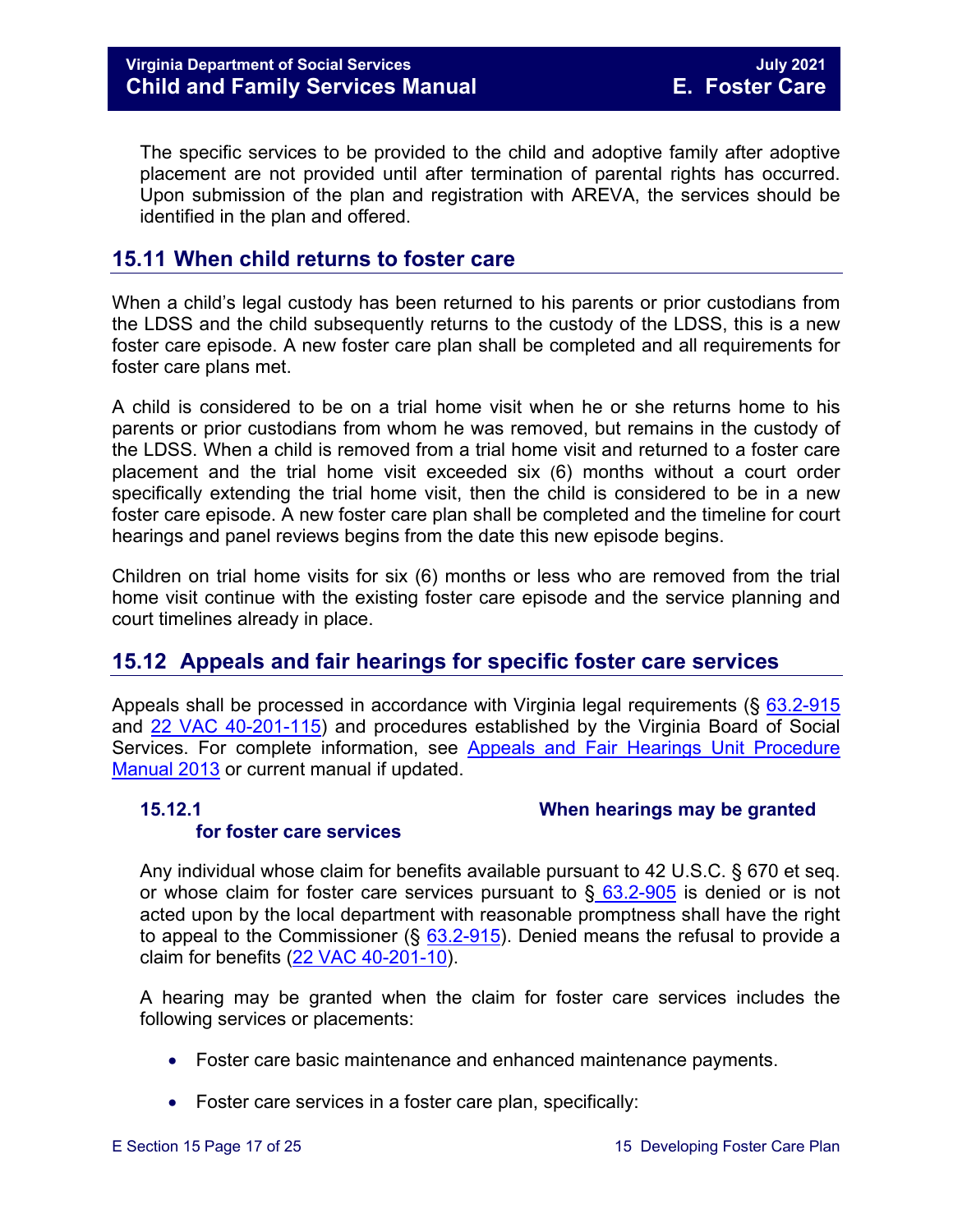The specific services to be provided to the child and adoptive family after adoptive placement are not provided until after termination of parental rights has occurred. Upon submission of the plan and registration with AREVA, the services should be identified in the plan and offered.

## 15.11 When child returns to foster care

When a child's legal custody has been returned to his parents or prior custodians from the LDSS and the child subsequently returns to the custody of the LDSS, this is a new foster care episode. A new foster care plan shall be completed and all requirements for foster care plans met.

A child is considered to be on a trial home visit when he or she returns home to his parents or prior custodians from whom he was removed, but remains in the custody of the LDSS. When a child is removed from a trial home visit and returned to a foster care placement and the trial home visit exceeded six (6) months without a court order specifically extending the trial home visit, then the child is considered to be in a new foster care episode. A new foster care plan shall be completed and the timeline for court hearings and panel reviews begins from the date this new episode begins.

Children on trial home visits for six (6) months or less who are removed from the trial home visit continue with the existing foster care episode and the service planning and court timelines already in place.

## 15.12 Appeals and fair hearings for specific foster care services

Appeals shall be processed in accordance with Virginia legal requirements (§ 63.2-915 and 22 VAC 40-201-115) and procedures established by the Virginia Board of Social Services. For complete information, see Appeals and Fair Hearings Unit Procedure Manual 2013 or current manual if updated.

### 15.12.1 When hearings may be granted for foster care services

Any individual whose claim for benefits available pursuant to 42 U.S.C. § 670 et seq. or whose claim for foster care services pursuant to § 63.2-905 is denied or is not acted upon by the local department with reasonable promptness shall have the right to appeal to the Commissioner (§ 63.2-915). Denied means the refusal to provide a claim for benefits (22 VAC 40-201-10).

A hearing may be granted when the claim for foster care services includes the following services or placements:

- Foster care basic maintenance and enhanced maintenance payments.
- Foster care services in a foster care plan, specifically: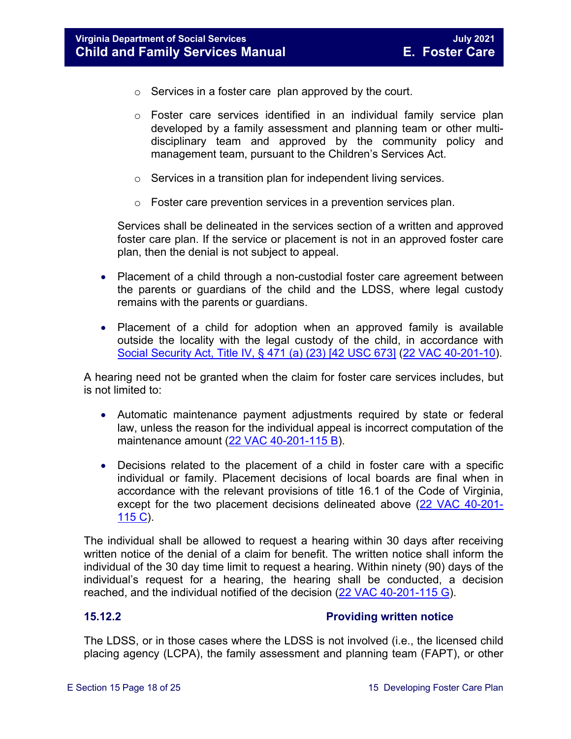- Services in a foster care plan approved by the court.
- Foster care services identified in an individual family service plan developed by a family assessment and planning team or other multi-disciplinary team and approved by the community policy and management team, pursuant to the Children's Services Act.
- Services in a transition plan for independent living services.
- Foster care prevention services in a prevention services plan.

Services shall be delineated in the services section of a written and approved foster care plan. If the service or placement is not in an approved foster care plan, then the denial is not subject to appeal.

- Placement of a child through a non-custodial foster care agreement between the parents or guardians of the child and the LDSS, where legal custody remains with the parents or guardians.
- Placement of a child for adoption when an approved family is available outside the locality with the legal custody of the child, in accordance with Social Security Act, Title IV, § 471 (a) (23) [42 USC 673] (22 VAC 40-201-10).

A hearing need not be granted when the claim for foster care services includes, but is not limited to:

- Automatic maintenance payment adjustments required by state or federal law, unless the reason for the individual appeal is incorrect computation of the maintenance amount (22 VAC 40-201-115 B).
- Decisions related to the placement of a child in foster care with a specific individual or family. Placement decisions of local boards are final when in accordance with the relevant provisions of title 16.1 of the Code of Virginia, except for the two placement decisions delineated above (22 VAC 40-201-115 C).

The individual shall be allowed to request a hearing within 30 days after receiving written notice of the denial of a claim for benefit. The written notice shall inform the individual of the 30 day time limit to request a hearing. Within ninety (90) days of the individual's request for a hearing, the hearing shall be conducted, a decision reached, and the individual notified of the decision (22 VAC 40-201-115 G).

### 15.12.2 Providing written notice

The LDSS, or in those cases where the LDSS is not involved (i.e., the licensed child placing agency (LCPA), the family assessment and planning team (FAPT), or other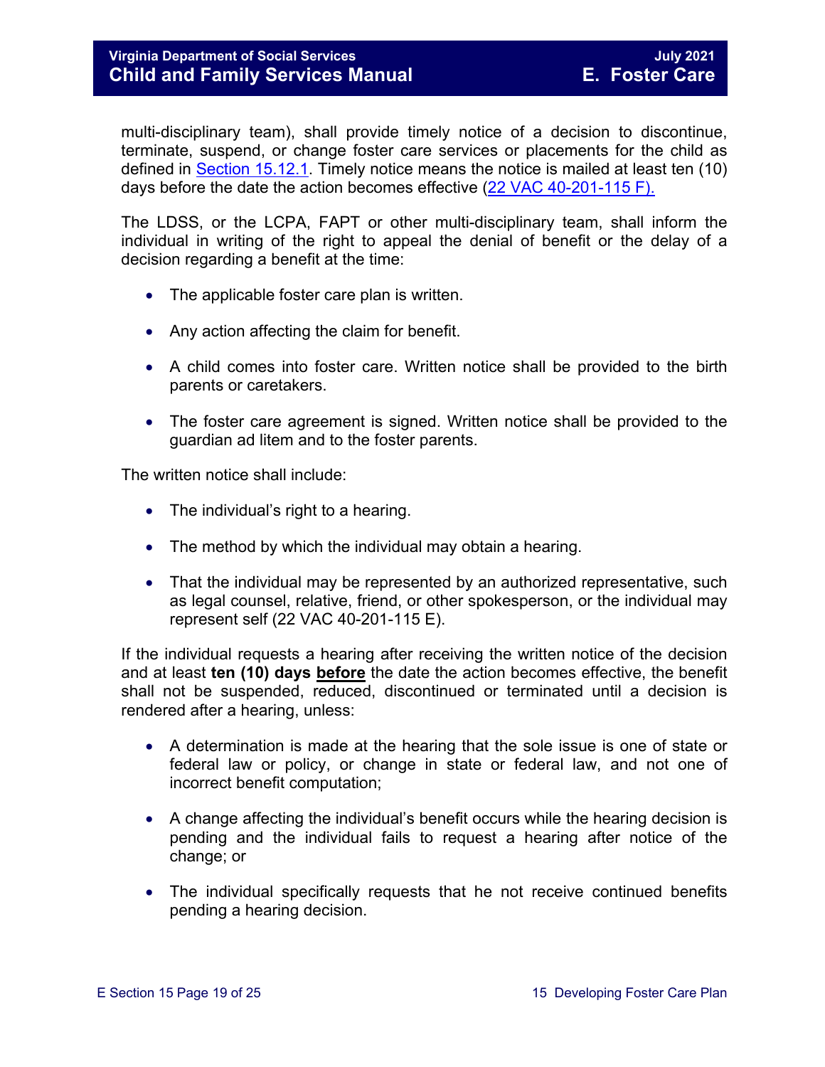multi-disciplinary team), shall provide timely notice of a decision to discontinue, terminate, suspend, or change foster care services or placements for the child as defined in Section 15.12.1. Timely notice means the notice is mailed at least ten (10) days before the date the action becomes effective (22 VAC 40-201-115 F).

The LDSS, or the LCPA, FAPT or other multi-disciplinary team, shall inform the individual in writing of the right to appeal the denial of benefit or the delay of a decision regarding a benefit at the time:

- The applicable foster care plan is written.
- Any action affecting the claim for benefit.
- A child comes into foster care. Written notice shall be provided to the birth parents or caretakers.
- The foster care agreement is signed. Written notice shall be provided to the guardian ad litem and to the foster parents.

The written notice shall include:

- The individual's right to a hearing.
- The method by which the individual may obtain a hearing.
- That the individual may be represented by an authorized representative, such as legal counsel, relative, friend, or other spokesperson, or the individual may represent self (22 VAC 40-201-115 E).

If the individual requests a hearing after receiving the written notice of the decision and at least **ten (10) days <u>before</u>** the date the action becomes effective, the benefit shall not be suspended, reduced, discontinued or terminated until a decision is rendered after a hearing, unless:

- A determination is made at the hearing that the sole issue is one of state or federal law or policy, or change in state or federal law, and not one of incorrect benefit computation;
- A change affecting the individual's benefit occurs while the hearing decision is pending and the individual fails to request a hearing after notice of the change; or
- The individual specifically requests that he not receive continued benefits pending a hearing decision.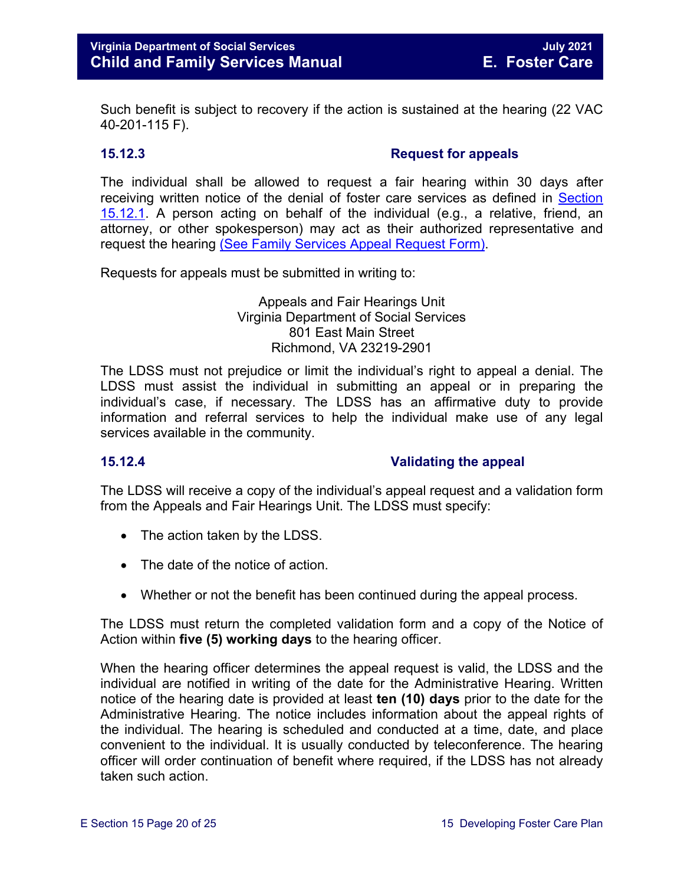Such benefit is subject to recovery if the action is sustained at the hearing (22 VAC 40-201-115 F).

### 15.12.3 Request for appeals

The individual shall be allowed to request a fair hearing within 30 days after receiving written notice of the denial of foster care services as defined in Section 15.12.1. A person acting on behalf of the individual (e.g., a relative, friend, an attorney, or other spokesperson) may act as their authorized representative and request the hearing (See Family Services Appeal Request Form).

Requests for appeals must be submitted in writing to:

Appeals and Fair Hearings Unit
Virginia Department of Social Services
801 East Main Street
Richmond, VA 23219-2901

The LDSS must not prejudice or limit the individual's right to appeal a denial. The LDSS must assist the individual in submitting an appeal or in preparing the individual's case, if necessary. The LDSS has an affirmative duty to provide information and referral services to help the individual make use of any legal services available in the community.

### 15.12.4 Validating the appeal

The LDSS will receive a copy of the individual's appeal request and a validation form from the Appeals and Fair Hearings Unit. The LDSS must specify:

- The action taken by the LDSS.
- The date of the notice of action.
- Whether or not the benefit has been continued during the appeal process.

The LDSS must return the completed validation form and a copy of the Notice of Action within **five (5) working days** to the hearing officer.

When the hearing officer determines the appeal request is valid, the LDSS and the individual are notified in writing of the date for the Administrative Hearing. Written notice of the hearing date is provided at least **ten (10) days** prior to the date for the Administrative Hearing. The notice includes information about the appeal rights of the individual. The hearing is scheduled and conducted at a time, date, and place convenient to the individual. It is usually conducted by teleconference. The hearing officer will order continuation of benefit where required, if the LDSS has not already taken such action.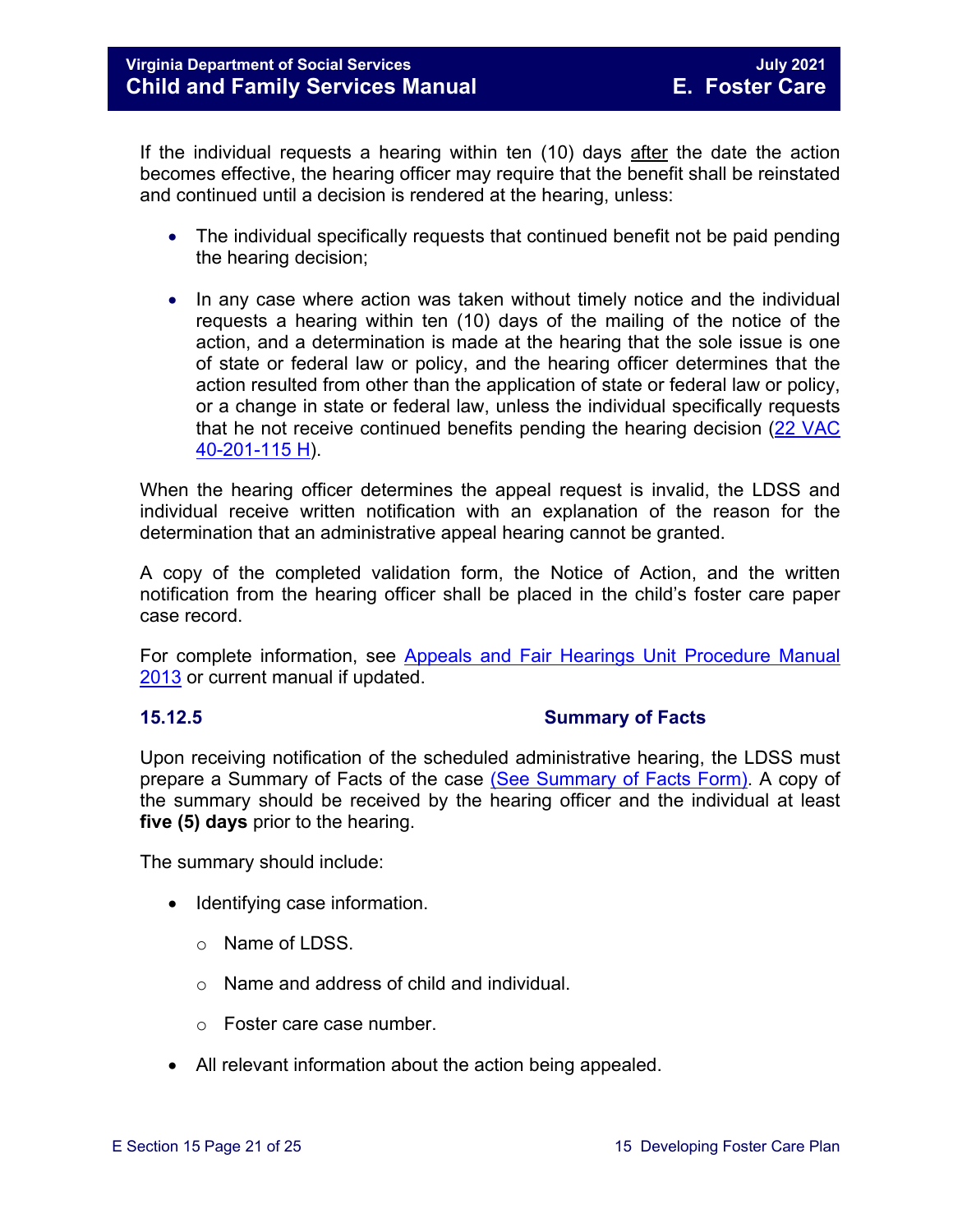If the individual requests a hearing within ten (10) days after the date the action becomes effective, the hearing officer may require that the benefit shall be reinstated and continued until a decision is rendered at the hearing, unless:

- The individual specifically requests that continued benefit not be paid pending the hearing decision;
- In any case where action was taken without timely notice and the individual requests a hearing within ten (10) days of the mailing of the notice of the action, and a determination is made at the hearing that the sole issue is one of state or federal law or policy, and the hearing officer determines that the action resulted from other than the application of state or federal law or policy, or a change in state or federal law, unless the individual specifically requests that he not receive continued benefits pending the hearing decision (22 VAC 40-201-115 H).

When the hearing officer determines the appeal request is invalid, the LDSS and individual receive written notification with an explanation of the reason for the determination that an administrative appeal hearing cannot be granted.

A copy of the completed validation form, the Notice of Action, and the written notification from the hearing officer shall be placed in the child's foster care paper case record.

For complete information, see Appeals and Fair Hearings Unit Procedure Manual 2013 or current manual if updated.

### 15.12.5 Summary of Facts

Upon receiving notification of the scheduled administrative hearing, the LDSS must prepare a Summary of Facts of the case (See Summary of Facts Form). A copy of the summary should be received by the hearing officer and the individual at least **five (5) days** prior to the hearing.

The summary should include:

- Identifying case information.
    - Name of LDSS.
    - Name and address of child and individual.
    - Foster care case number.
- All relevant information about the action being appealed.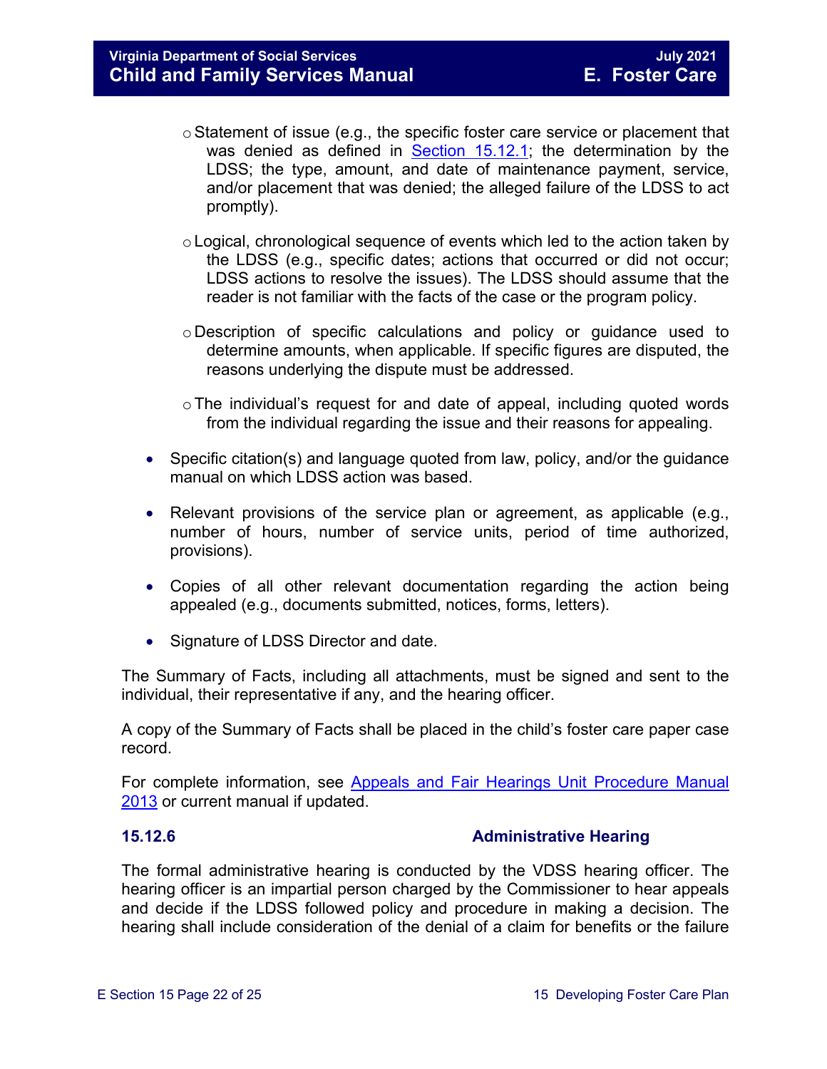- Statement of issue (e.g., the specific foster care service or placement that was denied as defined in Section 15.12.1; the determination by the LDSS; the type, amount, and date of maintenance payment, service, and/or placement that was denied; the alleged failure of the LDSS to act promptly).
    - Logical, chronological sequence of events which led to the action taken by the LDSS (e.g., specific dates; actions that occurred or did not occur; LDSS actions to resolve the issues). The LDSS should assume that the reader is not familiar with the facts of the case or the program policy.
    - Description of specific calculations and policy or guidance used to determine amounts, when applicable. If specific figures are disputed, the reasons underlying the dispute must be addressed.
    - The individual's request for and date of appeal, including quoted words from the individual regarding the issue and their reasons for appealing.

- Specific citation(s) and language quoted from law, policy, and/or the guidance manual on which LDSS action was based.
- Relevant provisions of the service plan or agreement, as applicable (e.g., number of hours, number of service units, period of time authorized, provisions).
- Copies of all other relevant documentation regarding the action being appealed (e.g., documents submitted, notices, forms, letters).
- Signature of LDSS Director and date.

The Summary of Facts, including all attachments, must be signed and sent to the individual, their representative if any, and the hearing officer.

A copy of the Summary of Facts shall be placed in the child's foster care paper case record.

For complete information, see Appeals and Fair Hearings Unit Procedure Manual 2013 or current manual if updated.

### 15.12.6 Administrative Hearing

The formal administrative hearing is conducted by the VDSS hearing officer. The hearing officer is an impartial person charged by the Commissioner to hear appeals and decide if the LDSS followed policy and procedure in making a decision. The hearing shall include consideration of the denial of a claim for benefits or the failure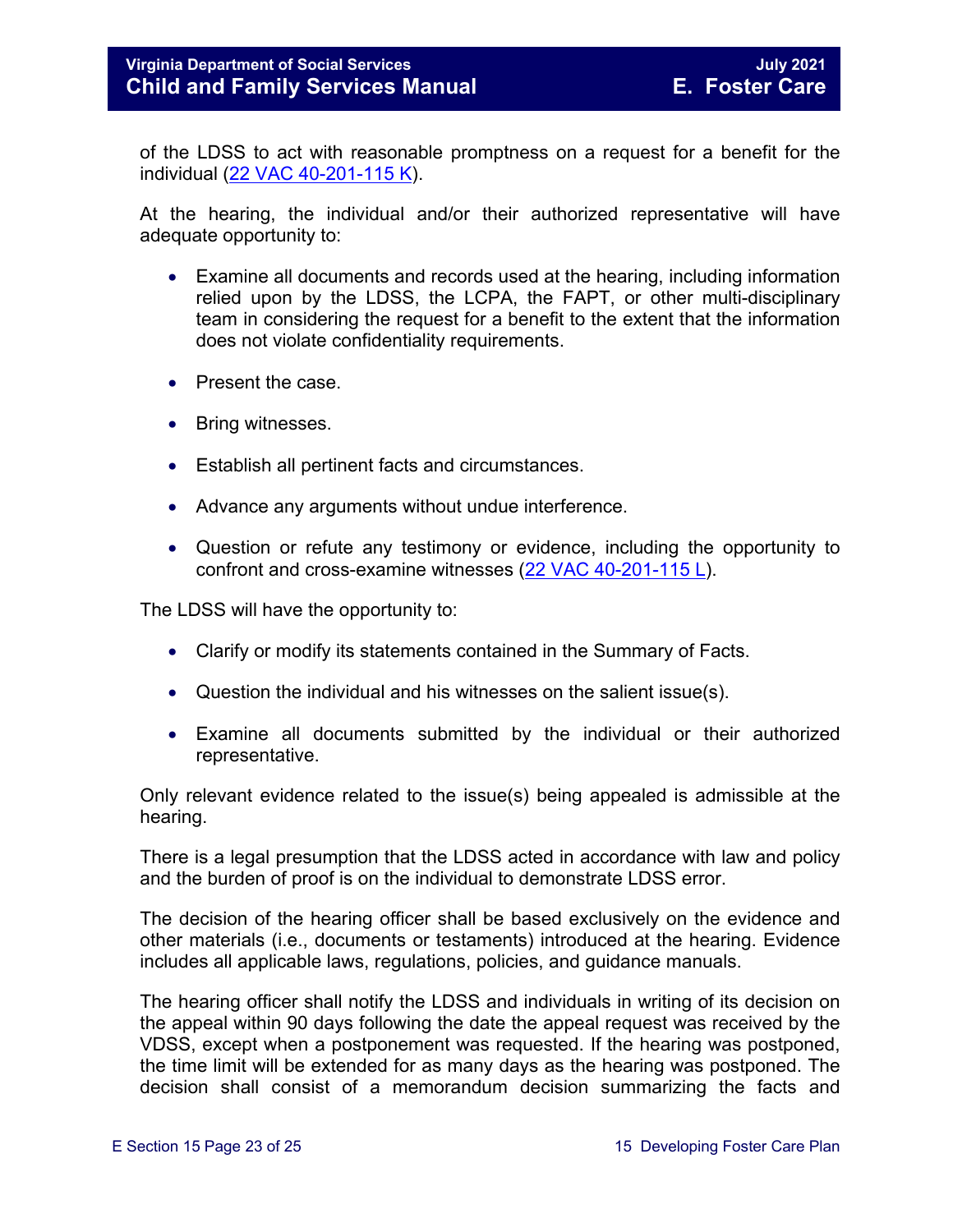of the LDSS to act with reasonable promptness on a request for a benefit for the individual (22 VAC 40-201-115 K).

At the hearing, the individual and/or their authorized representative will have adequate opportunity to:

- Examine all documents and records used at the hearing, including information relied upon by the LDSS, the LCPA, the FAPT, or other multi-disciplinary team in considering the request for a benefit to the extent that the information does not violate confidentiality requirements.
- Present the case.
- Bring witnesses.
- Establish all pertinent facts and circumstances.
- Advance any arguments without undue interference.
- Question or refute any testimony or evidence, including the opportunity to confront and cross-examine witnesses (22 VAC 40-201-115 L).

The LDSS will have the opportunity to:

- Clarify or modify its statements contained in the Summary of Facts.
- Question the individual and his witnesses on the salient issue(s).
- Examine all documents submitted by the individual or their authorized representative.

Only relevant evidence related to the issue(s) being appealed is admissible at the hearing.

There is a legal presumption that the LDSS acted in accordance with law and policy and the burden of proof is on the individual to demonstrate LDSS error.

The decision of the hearing officer shall be based exclusively on the evidence and other materials (i.e., documents or testaments) introduced at the hearing. Evidence includes all applicable laws, regulations, policies, and guidance manuals.

The hearing officer shall notify the LDSS and individuals in writing of its decision on the appeal within 90 days following the date the appeal request was received by the VDSS, except when a postponement was requested. If the hearing was postponed, the time limit will be extended for as many days as the hearing was postponed. The decision shall consist of a memorandum decision summarizing the facts and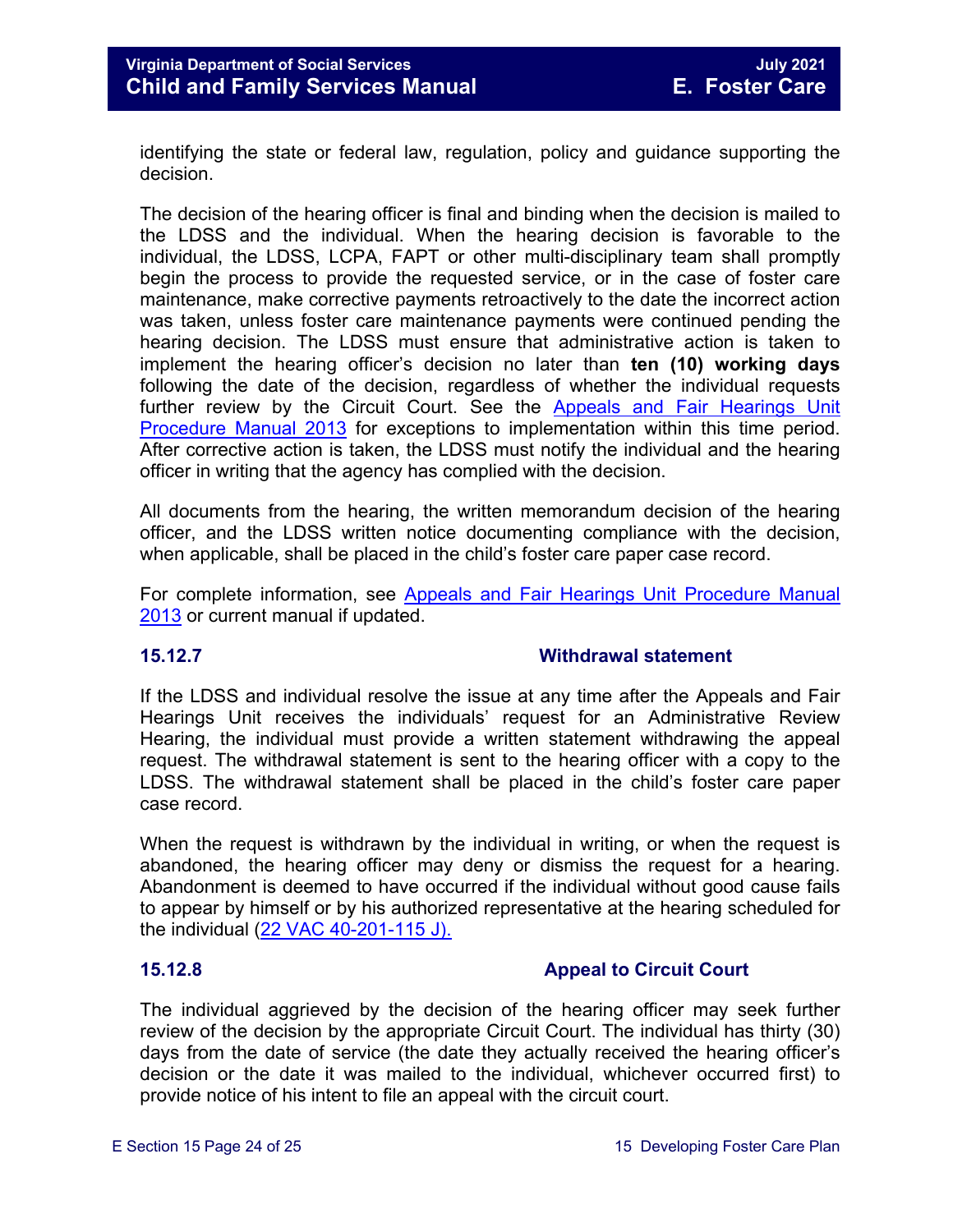identifying the state or federal law, regulation, policy and guidance supporting the decision.

The decision of the hearing officer is final and binding when the decision is mailed to the LDSS and the individual. When the hearing decision is favorable to the individual, the LDSS, LCPA, FAPT or other multi-disciplinary team shall promptly begin the process to provide the requested service, or in the case of foster care maintenance, make corrective payments retroactively to the date the incorrect action was taken, unless foster care maintenance payments were continued pending the hearing decision. The LDSS must ensure that administrative action is taken to implement the hearing officer's decision no later than **ten (10) working days** following the date of the decision, regardless of whether the individual requests further review by the Circuit Court. See the Appeals and Fair Hearings Unit Procedure Manual 2013 for exceptions to implementation within this time period. After corrective action is taken, the LDSS must notify the individual and the hearing officer in writing that the agency has complied with the decision.

All documents from the hearing, the written memorandum decision of the hearing officer, and the LDSS written notice documenting compliance with the decision, when applicable, shall be placed in the child's foster care paper case record.

For complete information, see Appeals and Fair Hearings Unit Procedure Manual 2013 or current manual if updated.

### 15.12.7 Withdrawal statement

If the LDSS and individual resolve the issue at any time after the Appeals and Fair Hearings Unit receives the individuals' request for an Administrative Review Hearing, the individual must provide a written statement withdrawing the appeal request. The withdrawal statement is sent to the hearing officer with a copy to the LDSS. The withdrawal statement shall be placed in the child's foster care paper case record.

When the request is withdrawn by the individual in writing, or when the request is abandoned, the hearing officer may deny or dismiss the request for a hearing. Abandonment is deemed to have occurred if the individual without good cause fails to appear by himself or by his authorized representative at the hearing scheduled for the individual (22 VAC 40-201-115 J).

### 15.12.8 Appeal to Circuit Court

The individual aggrieved by the decision of the hearing officer may seek further review of the decision by the appropriate Circuit Court. The individual has thirty (30) days from the date of service (the date they actually received the hearing officer's decision or the date it was mailed to the individual, whichever occurred first) to provide notice of his intent to file an appeal with the circuit court.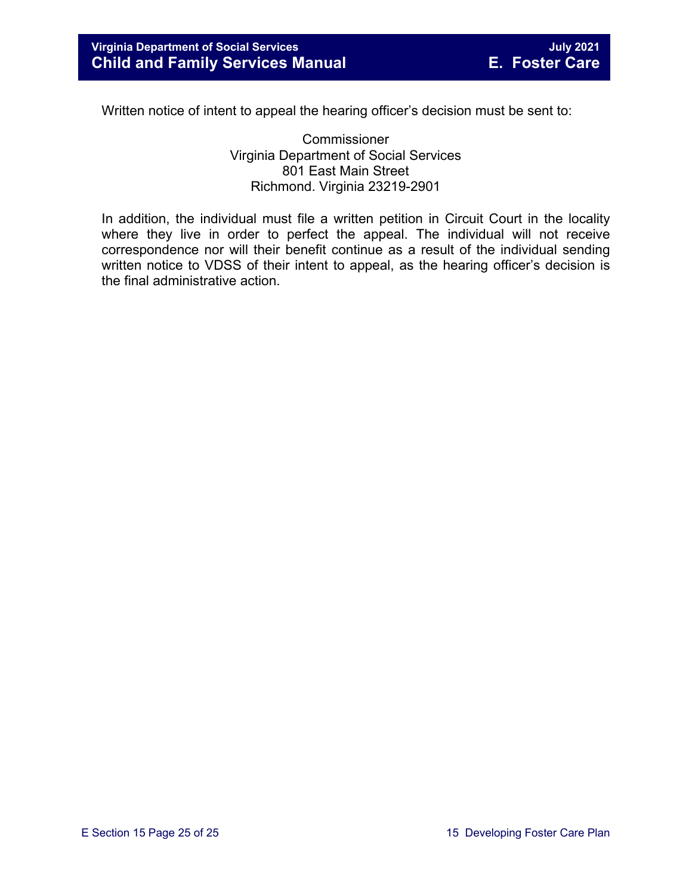Written notice of intent to appeal the hearing officer's decision must be sent to:

Commissioner
Virginia Department of Social Services
801 East Main Street
Richmond. Virginia 23219-2901

In addition, the individual must file a written petition in Circuit Court in the locality where they live in order to perfect the appeal. The individual will not receive correspondence nor will their benefit continue as a result of the individual sending written notice to VDSS of their intent to appeal, as the hearing officer's decision is the final administrative action.